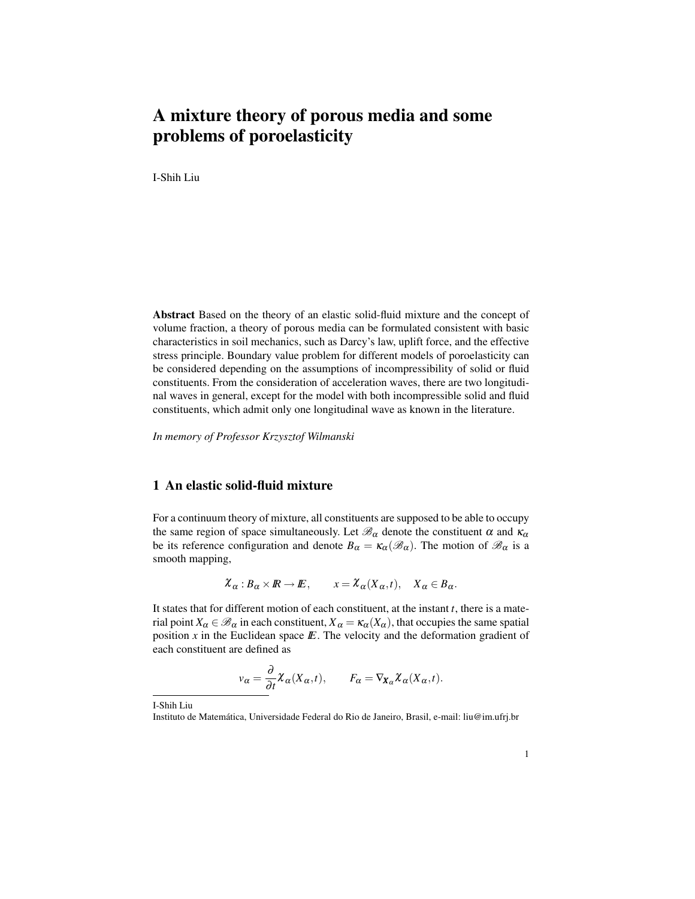# A mixture theory of porous media and some problems of poroelasticity

I-Shih Liu

**Abstract** Based on the theory of an elastic solid-fluid mixture and the concept of volume fraction, a theory of porous media can be formulated consistent with basic characteristics in soil mechanics, such as Darcy's law, uplift force, and the effective stress principle. Boundary value problem for different models of poroelasticity can be considered depending on the assumptions of incompressibility of solid or fluid constituents. From the consideration of acceleration waves, there are two longitudinal waves in general, except for the model with both incompressible solid and fluid constituents, which admit only one longitudinal wave as known in the literature.

*In memory of Professor Krzysztof Wilmanski*

## 1 An elastic solid-fluid mixture

For a continuum theory of mixture, all constituents are supposed to be able to occupy the same region of space simultaneously. Let $\mathscr{B}_\alpha$ denote the constituent $\alpha$ and $\kappa_\alpha$ be its reference configuration and denote $B_\alpha = \kappa_\alpha(\mathscr{B}_\alpha)$. The motion of $\mathscr{B}_\alpha$ is a smooth mapping,

$$\chi_\alpha : B_\alpha \times I\!R \to I\!E, \qquad x = \chi_\alpha(X_\alpha, t), \quad X_\alpha \in B_\alpha.$$

It states that for different motion of each constituent, at the instant $t$, there is a material point $X_\alpha \in \mathscr{B}_\alpha$ in each constituent, $X_\alpha = \kappa_\alpha(X_\alpha)$, that occupies the same spatial position $x$ in the Euclidean space $I\!E$. The velocity and the deformation gradient of each constituent are defined as

$$v_\alpha = \frac{\partial}{\partial t}\chi_\alpha(X_\alpha, t), \qquad F_\alpha = \nabla_{X_\alpha}\chi_\alpha(X_\alpha, t).$$

I-Shih Liu
Instituto de Matemática, Universidade Federal do Rio de Janeiro, Brasil, e-mail: liu@im.ufrj.br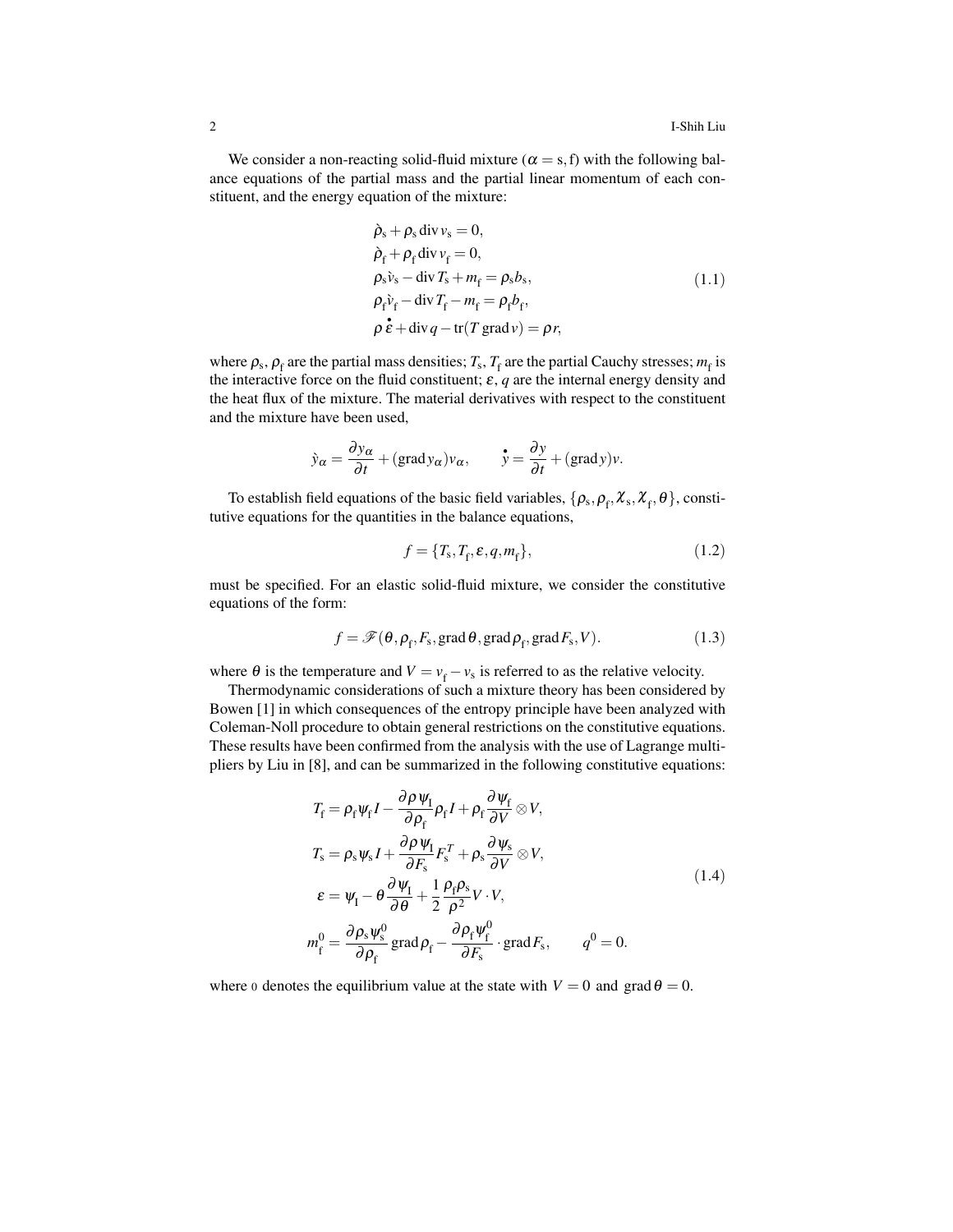We consider a non-reacting solid-fluid mixture ($\alpha = \mathrm{s}, \mathrm{f}$) with the following balance equations of the partial mass and the partial linear momentum of each constituent, and the energy equation of the mixture:

$$
\begin{aligned}
&\grave{\rho}_\mathrm{s} + \rho_\mathrm{s} \operatorname{div} v_\mathrm{s} = 0, \\
&\grave{\rho}_\mathrm{f} + \rho_\mathrm{f} \operatorname{div} v_\mathrm{f} = 0, \\
&\rho_\mathrm{s} \grave{v}_\mathrm{s} - \operatorname{div} T_\mathrm{s} + m_\mathrm{f} = \rho_\mathrm{s} b_\mathrm{s}, \\
&\rho_\mathrm{f} \grave{v}_\mathrm{f} - \operatorname{div} T_\mathrm{f} - m_\mathrm{f} = \rho_\mathrm{f} b_\mathrm{f}, \\
&\rho \dot{\varepsilon} + \operatorname{div} q - \operatorname{tr}(T \operatorname{grad} v) = \rho r,
\end{aligned}
\tag{1.1}
$$

where $\rho_\mathrm{s}$, $\rho_\mathrm{f}$ are the partial mass densities; $T_\mathrm{s}$, $T_\mathrm{f}$ are the partial Cauchy stresses; $m_\mathrm{f}$ is the interactive force on the fluid constituent; $\varepsilon$, $q$ are the internal energy density and the heat flux of the mixture. The material derivatives with respect to the constituent and the mixture have been used,

$$
\grave{y}_\alpha = \frac{\partial y_\alpha}{\partial t} + (\operatorname{grad} y_\alpha) v_\alpha, \qquad \dot{y} = \frac{\partial y}{\partial t} + (\operatorname{grad} y) v.
$$

To establish field equations of the basic field variables, $\{\rho_\mathrm{s}, \rho_\mathrm{f}, \chi_\mathrm{s}, \chi_\mathrm{f}, \theta\}$, constitutive equations for the quantities in the balance equations,

$$
f = \{T_\mathrm{s}, T_\mathrm{f}, \varepsilon, q, m_\mathrm{f}\},
\tag{1.2}
$$

must be specified. For an elastic solid-fluid mixture, we consider the constitutive equations of the form:

$$
f = \mathscr{F}(\theta, \rho_\mathrm{f}, F_\mathrm{s}, \operatorname{grad} \theta, \operatorname{grad} \rho_\mathrm{f}, \operatorname{grad} F_\mathrm{s}, V).
\tag{1.3}
$$

where $\theta$ is the temperature and $V = v_\mathrm{f} - v_\mathrm{s}$ is referred to as the relative velocity.

Thermodynamic considerations of such a mixture theory has been considered by Bowen [1] in which consequences of the entropy principle have been analyzed with Coleman-Noll procedure to obtain general restrictions on the constitutive equations. These results have been confirmed from the analysis with the use of Lagrange multipliers by Liu in [8], and can be summarized in the following constitutive equations:

$$
\begin{aligned}
&T_\mathrm{f} = \rho_\mathrm{f} \psi_\mathrm{f} I - \frac{\partial \rho \psi_\mathrm{I}}{\partial \rho_\mathrm{f}} \rho_\mathrm{f} I + \rho_\mathrm{f} \frac{\partial \psi_\mathrm{f}}{\partial V} \otimes V, \\
&T_\mathrm{s} = \rho_\mathrm{s} \psi_\mathrm{s} I + \frac{\partial \rho \psi_\mathrm{I}}{\partial F_\mathrm{s}} F_\mathrm{s}^T + \rho_\mathrm{s} \frac{\partial \psi_\mathrm{s}}{\partial V} \otimes V, \\
&\varepsilon = \psi_\mathrm{I} - \theta \frac{\partial \psi_\mathrm{I}}{\partial \theta} + \frac{1}{2} \frac{\rho_\mathrm{f} \rho_\mathrm{s}}{\rho^2} V \cdot V, \\
&m_\mathrm{f}^0 = \frac{\partial \rho_\mathrm{s} \psi_\mathrm{s}^0}{\partial \rho_\mathrm{f}} \operatorname{grad} \rho_\mathrm{f} - \frac{\partial \rho_\mathrm{f} \psi_\mathrm{f}^0}{\partial F_\mathrm{s}} \cdot \operatorname{grad} F_\mathrm{s}, \qquad q^0 = 0.
\end{aligned}
\tag{1.4}
$$

where $0$ denotes the equilibrium value at the state with $V = 0$ and $\operatorname{grad} \theta = 0$.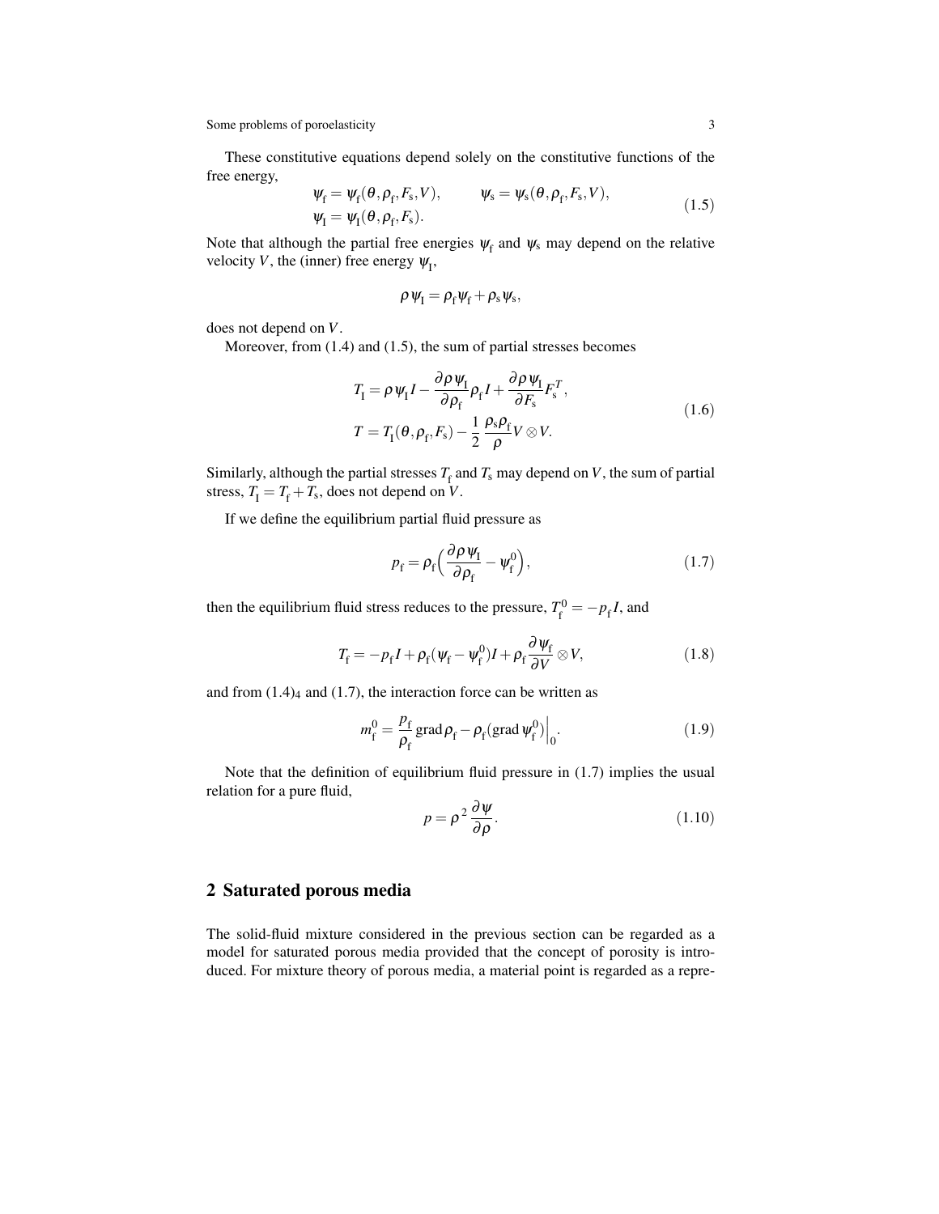These constitutive equations depend solely on the constitutive functions of the free energy,

$$
\begin{aligned}
&\psi_{\mathrm{f}}=\psi_{\mathrm{f}}(\theta,\rho_{\mathrm{f}},F_{\mathrm{s}},V), \qquad \psi_{\mathrm{s}}=\psi_{\mathrm{s}}(\theta,\rho_{\mathrm{f}},F_{\mathrm{s}},V),\\
&\psi_{\mathrm{I}}=\psi_{\mathrm{I}}(\theta,\rho_{\mathrm{f}},F_{\mathrm{s}}).
\end{aligned}
\tag{1.5}
$$

Note that although the partial free energies $\psi_{\mathrm{f}}$ and $\psi_{\mathrm{s}}$ may depend on the relative velocity $V$, the (inner) free energy $\psi_{\mathrm{I}}$,

$$
\rho\,\psi_{\mathrm{I}}=\rho_{\mathrm{f}}\psi_{\mathrm{f}}+\rho_{\mathrm{s}}\psi_{\mathrm{s}},
$$

does not depend on $V$.

Moreover, from (1.4) and (1.5), the sum of partial stresses becomes

$$
\begin{aligned}
&T_{\mathrm{I}}=\rho\,\psi_{\mathrm{I}}I-\frac{\partial\rho\,\psi_{\mathrm{I}}}{\partial\rho_{\mathrm{f}}}\rho_{\mathrm{f}}I+\frac{\partial\rho\,\psi_{\mathrm{I}}}{\partial F_{\mathrm{s}}}F_{\mathrm{s}}^{T},\\
&T=T_{\mathrm{I}}(\theta,\rho_{\mathrm{f}},F_{\mathrm{s}})-\frac{1}{2}\,\frac{\rho_{\mathrm{s}}\rho_{\mathrm{f}}}{\rho}V\otimes V.
\end{aligned}
\tag{1.6}
$$

Similarly, although the partial stresses $T_{\mathrm{f}}$ and $T_{\mathrm{s}}$ may depend on $V$, the sum of partial stress, $T_{\mathrm{I}}=T_{\mathrm{f}}+T_{\mathrm{s}}$, does not depend on $V$.

If we define the equilibrium partial fluid pressure as

$$
p_{\mathrm{f}}=\rho_{\mathrm{f}}\Big(\frac{\partial\rho\,\psi_{\mathrm{I}}}{\partial\rho_{\mathrm{f}}}-\psi_{\mathrm{f}}^{0}\Big),
\tag{1.7}
$$

then the equilibrium fluid stress reduces to the pressure, $T_{\mathrm{f}}^{0}=-p_{\mathrm{f}}I$, and

$$
T_{\mathrm{f}}=-p_{\mathrm{f}}I+\rho_{\mathrm{f}}(\psi_{\mathrm{f}}-\psi_{\mathrm{f}}^{0})I+\rho_{\mathrm{f}}\frac{\partial\psi_{\mathrm{f}}}{\partial V}\otimes V,
\tag{1.8}
$$

and from $(1.4)_4$ and (1.7), the interaction force can be written as

$$
m_{\mathrm{f}}^{0}=\frac{p_{\mathrm{f}}}{\rho_{\mathrm{f}}}\operatorname{grad}\rho_{\mathrm{f}}-\rho_{\mathrm{f}}(\operatorname{grad}\psi_{\mathrm{f}}^{0})\Big|_{0}.
\tag{1.9}
$$

Note that the definition of equilibrium fluid pressure in (1.7) implies the usual relation for a pure fluid,

$$
p=\rho^{2}\frac{\partial\psi}{\partial\rho}.
\tag{1.10}
$$

## 2 Saturated porous media

The solid-fluid mixture considered in the previous section can be regarded as a model for saturated porous media provided that the concept of porosity is introduced. For mixture theory of porous media, a material point is regarded as a repre-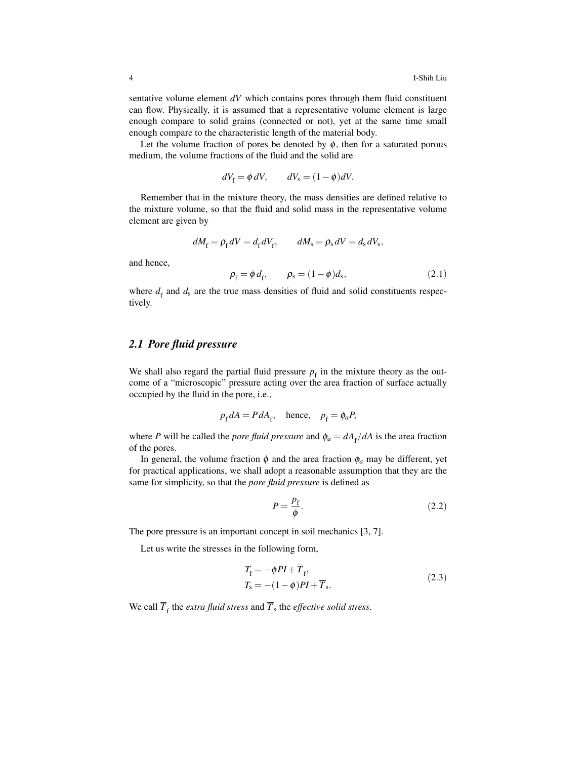sentative volume element $dV$ which contains pores through them fluid constituent can flow. Physically, it is assumed that a representative volume element is large enough compare to solid grains (connected or not), yet at the same time small enough compare to the characteristic length of the material body.

Let the volume fraction of pores be denoted by $\phi$, then for a saturated porous medium, the volume fractions of the fluid and the solid are

$$dV_{\rm f} = \phi\, dV, \qquad dV_{\rm s} = (1-\phi)dV.$$

Remember that in the mixture theory, the mass densities are defined relative to the mixture volume, so that the fluid and solid mass in the representative volume element are given by

$$dM_{\rm f} = \rho_{\rm f}\, dV = d_{\rm f}\, dV_{\rm f}, \qquad dM_{\rm s} = \rho_{\rm s}\, dV = d_{\rm s}\, dV_{\rm s},$$

and hence,

$$\rho_{\rm f} = \phi\, d_{\rm f}, \qquad \rho_{\rm s} = (1-\phi)d_{\rm s}, \tag{2.1}$$

where $d_{\rm f}$ and $d_{\rm s}$ are the true mass densities of fluid and solid constituents respectively.

## 2.1 Pore fluid pressure

We shall also regard the partial fluid pressure $p_{\rm f}$ in the mixture theory as the outcome of a "microscopic" pressure acting over the area fraction of surface actually occupied by the fluid in the pore, i.e.,

$$p_{\rm f}\, dA = P\, dA_{\rm f}, \quad \text{hence,} \quad p_{\rm f} = \phi_a P,$$

where $P$ will be called the *pore fluid pressure* and $\phi_a = dA_{\rm f}/dA$ is the area fraction of the pores.

In general, the volume fraction $\phi$ and the area fraction $\phi_a$ may be different, yet for practical applications, we shall adopt a reasonable assumption that they are the same for simplicity, so that the *pore fluid pressure* is defined as

$$P = \frac{p_{\rm f}}{\phi}. \tag{2.2}$$

The pore pressure is an important concept in soil mechanics [3, 7].

Let us write the stresses in the following form,

$$\begin{aligned} T_{\rm f} &= -\phi P I + \overline{T}_{\rm f}, \\ T_{\rm s} &= -(1-\phi) P I + \overline{T}_{\rm s}. \end{aligned} \tag{2.3}$$

We call $\overline{T}_{\rm f}$ the *extra fluid stress* and $\overline{T}_{\rm s}$ the *effective solid stress*.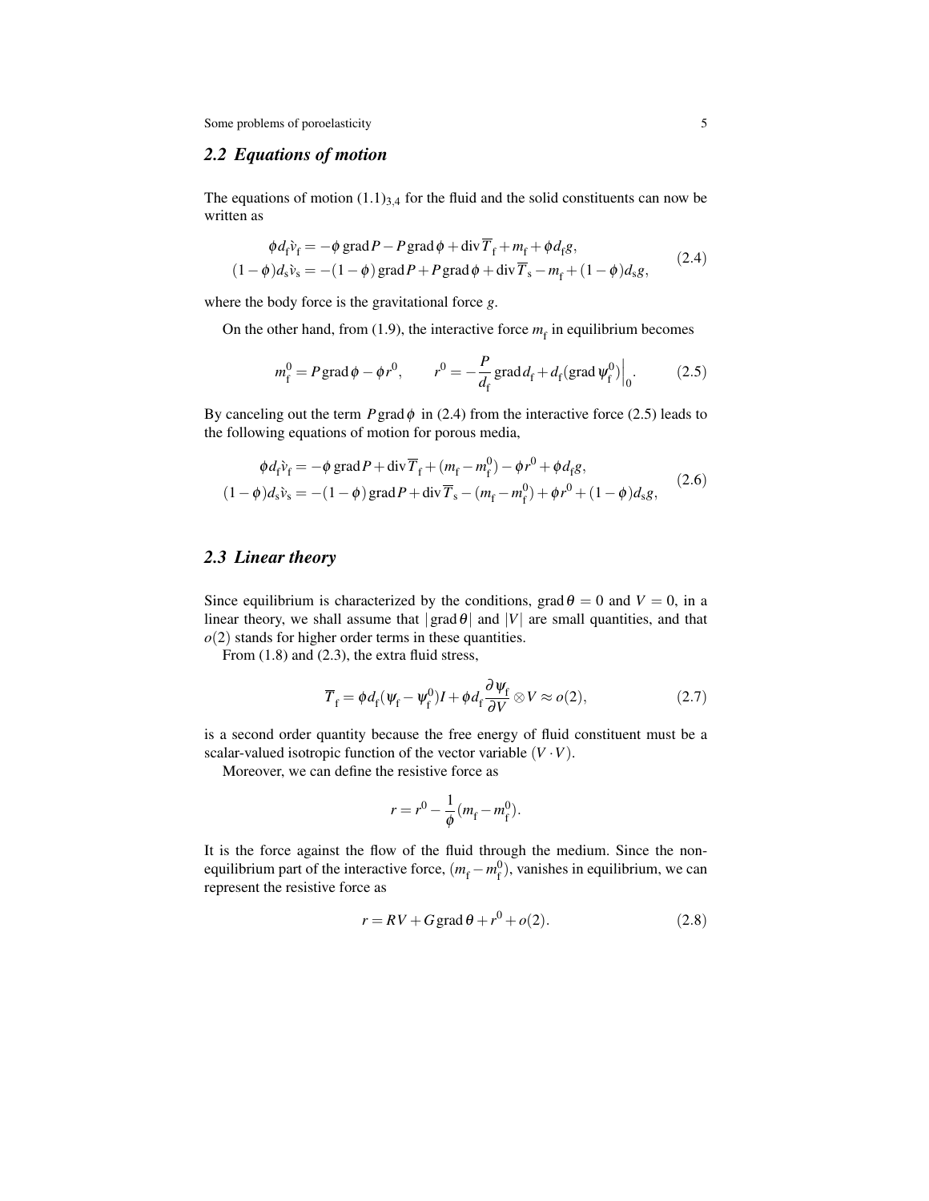## 2.2 Equations of motion

The equations of motion $(1.1)_{3,4}$ for the fluid and the solid constituents can now be written as

$$
\begin{aligned}
\phi d_{\mathrm{f}} \acute{v}_{\mathrm{f}} &= -\phi \operatorname{grad} P - P \operatorname{grad} \phi + \operatorname{div} \overline{T}_{\mathrm{f}} + m_{\mathrm{f}} + \phi d_{\mathrm{f}} g, \\
(1-\phi) d_{\mathrm{s}} \acute{v}_{\mathrm{s}} &= -(1-\phi) \operatorname{grad} P + P \operatorname{grad} \phi + \operatorname{div} \overline{T}_{\mathrm{s}} - m_{\mathrm{f}} + (1-\phi) d_{\mathrm{s}} g,
\end{aligned} \tag{2.4}
$$

where the body force is the gravitational force $g$.

On the other hand, from (1.9), the interactive force $m_{\mathrm{f}}$ in equilibrium becomes

$$
m_{\mathrm{f}}^{0} = P \operatorname{grad} \phi - \phi r^{0}, \qquad r^{0} = -\frac{P}{d_{\mathrm{f}}} \operatorname{grad} d_{\mathrm{f}} + d_{\mathrm{f}} (\operatorname{grad} \psi_{\mathrm{f}}^{0})\Big|_{0}. \tag{2.5}
$$

By canceling out the term $P \operatorname{grad} \phi$ in (2.4) from the interactive force (2.5) leads to the following equations of motion for porous media,

$$
\begin{aligned}
\phi d_{\mathrm{f}} \acute{v}_{\mathrm{f}} &= -\phi \operatorname{grad} P + \operatorname{div} \overline{T}_{\mathrm{f}} + (m_{\mathrm{f}} - m_{\mathrm{f}}^{0}) - \phi r^{0} + \phi d_{\mathrm{f}} g, \\
(1-\phi) d_{\mathrm{s}} \acute{v}_{\mathrm{s}} &= -(1-\phi) \operatorname{grad} P + \operatorname{div} \overline{T}_{\mathrm{s}} - (m_{\mathrm{f}} - m_{\mathrm{f}}^{0}) + \phi r^{0} + (1-\phi) d_{\mathrm{s}} g,
\end{aligned} \tag{2.6}
$$

## 2.3 Linear theory

Since equilibrium is characterized by the conditions, $\operatorname{grad} \theta = 0$ and $V = 0$, in a linear theory, we shall assume that $|\operatorname{grad} \theta|$ and $|V|$ are small quantities, and that $o(2)$ stands for higher order terms in these quantities.

From (1.8) and (2.3), the extra fluid stress,

$$
\overline{T}_{\mathrm{f}} = \phi d_{\mathrm{f}} (\psi_{\mathrm{f}} - \psi_{\mathrm{f}}^{0}) I + \phi d_{\mathrm{f}} \frac{\partial \psi_{\mathrm{f}}}{\partial V} \otimes V \approx o(2), \tag{2.7}
$$

is a second order quantity because the free energy of fluid constituent must be a scalar-valued isotropic function of the vector variable $(V \cdot V)$.

Moreover, we can define the resistive force as

$$
r = r^{0} - \frac{1}{\phi} (m_{\mathrm{f}} - m_{\mathrm{f}}^{0}).
$$

It is the force against the flow of the fluid through the medium. Since the non-equilibrium part of the interactive force, $(m_{\mathrm{f}} - m_{\mathrm{f}}^{0})$, vanishes in equilibrium, we can represent the resistive force as

$$
r = R V + G \operatorname{grad} \theta + r^{0} + o(2). \tag{2.8}
$$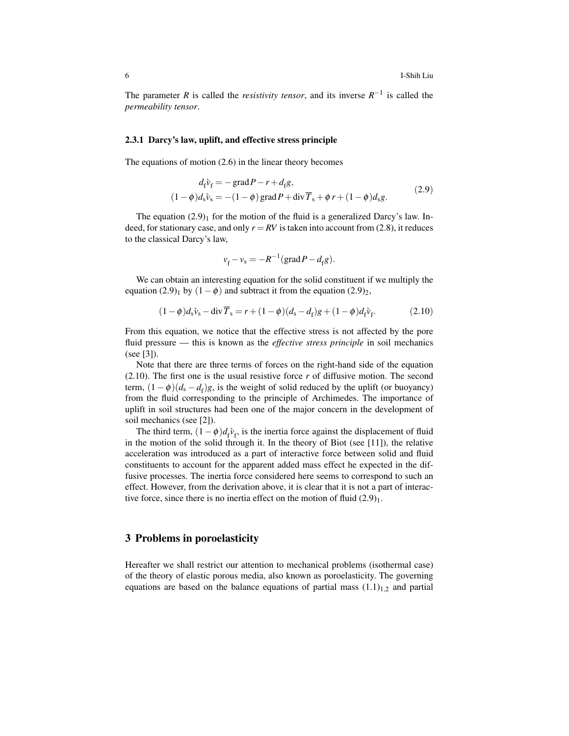The parameter $R$ is called the *resistivity tensor*, and its inverse $R^{-1}$ is called the *permeability tensor*.

#### 2.3.1 Darcy's law, uplift, and effective stress principle

The equations of motion (2.6) in the linear theory becomes

$$
\begin{aligned}
d_{\mathrm{f}}\acute{v}_{\mathrm{f}} &= -\operatorname{grad} P - r + d_{\mathrm{f}} g, \\
(1-\phi)d_{\mathrm{s}}\acute{v}_{\mathrm{s}} &= -(1-\phi)\operatorname{grad} P + \operatorname{div}\overline{T}_{\mathrm{s}} + \phi\, r + (1-\phi)d_{\mathrm{s}} g.
\end{aligned}
\tag{2.9}
$$

The equation $(2.9)_1$ for the motion of the fluid is a generalized Darcy's law. Indeed, for stationary case, and only $r = RV$ is taken into account from (2.8), it reduces to the classical Darcy's law,

$$
v_{\mathrm{f}} - v_{\mathrm{s}} = -R^{-1}(\operatorname{grad} P - d_{\mathrm{f}} g).
$$

We can obtain an interesting equation for the solid constituent if we multiply the equation $(2.9)_1$ by $(1-\phi)$ and subtract it from the equation $(2.9)_2$,

$$
(1-\phi)d_{\mathrm{s}}\acute{v}_{\mathrm{s}} - \operatorname{div}\overline{T}_{\mathrm{s}} = r + (1-\phi)(d_{\mathrm{s}} - d_{\mathrm{f}})g + (1-\phi)d_{\mathrm{f}}\acute{v}_{\mathrm{f}}.
\tag{2.10}
$$

From this equation, we notice that the effective stress is not affected by the pore fluid pressure — this is known as the *effective stress principle* in soil mechanics (see [3]).

Note that there are three terms of forces on the right-hand side of the equation (2.10). The first one is the usual resistive force $r$ of diffusive motion. The second term, $(1-\phi)(d_{\mathrm{s}} - d_{\mathrm{f}})g$, is the weight of solid reduced by the uplift (or buoyancy) from the fluid corresponding to the principle of Archimedes. The importance of uplift in soil structures had been one of the major concern in the development of soil mechanics (see [2]).

The third term, $(1-\phi)d_{\mathrm{f}}\acute{v}_{\mathrm{f}}$, is the inertia force against the displacement of fluid in the motion of the solid through it. In the theory of Biot (see [11]), the relative acceleration was introduced as a part of interactive force between solid and fluid constituents to account for the apparent added mass effect he expected in the diffusive processes. The inertia force considered here seems to correspond to such an effect. However, from the derivation above, it is clear that it is not a part of interactive force, since there is no inertia effect on the motion of fluid $(2.9)_1$.

## 3 Problems in poroelasticity

Hereafter we shall restrict our attention to mechanical problems (isothermal case) of the theory of elastic porous media, also known as poroelasticity. The governing equations are based on the balance equations of partial mass $(1.1)_{1,2}$ and partial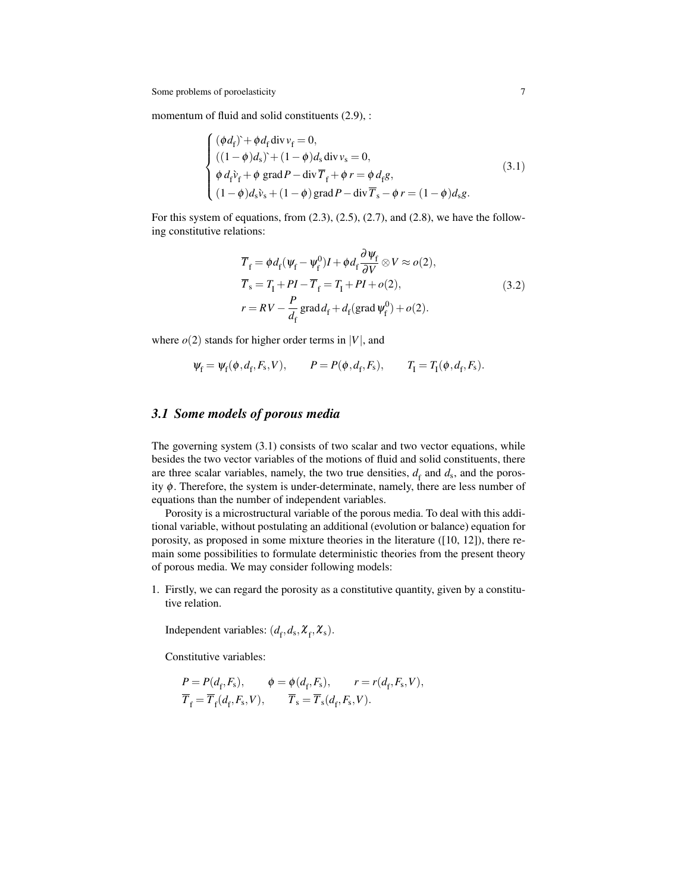momentum of fluid and solid constituents (2.9), :

$$
\begin{cases}
(\phi d_{\rm f})\grave{} + \phi d_{\rm f} \operatorname{div} v_{\rm f} = 0, \\
((1-\phi) d_{\rm s})\grave{} + (1-\phi) d_{\rm s} \operatorname{div} v_{\rm s} = 0, \\
\phi\, d_{\rm f} \grave{v}_{\rm f} + \phi \operatorname{grad} P - \operatorname{div} \overline{T}_{\rm f} + \phi\, r = \phi\, d_{\rm f} g, \\
(1-\phi) d_{\rm s} \grave{v}_{\rm s} + (1-\phi) \operatorname{grad} P - \operatorname{div} \overline{T}_{\rm s} - \phi\, r = (1-\phi) d_{\rm s} g.
\end{cases}
\tag{3.1}
$$

For this system of equations, from (2.3), (2.5), (2.7), and (2.8), we have the following constitutive relations:

$$
\begin{aligned}
&\overline{T}_{\rm f} = \phi d_{\rm f} (\psi_{\rm f} - \psi_{\rm f}^0) I + \phi d_{\rm f} \frac{\partial \psi_{\rm f}}{\partial V} \otimes V \approx o(2), \\
&\overline{T}_{\rm s} = T_{\rm I} + PI - \overline{T}_{\rm f} = T_{\rm I} + PI + o(2), \\
&r = RV - \frac{P}{d_{\rm f}} \operatorname{grad} d_{\rm f} + d_{\rm f} (\operatorname{grad} \psi_{\rm f}^0) + o(2).
\end{aligned}
\tag{3.2}
$$

where $o(2)$ stands for higher order terms in $|V|$, and

$$
\psi_{\rm f} = \psi_{\rm f}(\phi, d_{\rm f}, F_{\rm s}, V), \qquad P = P(\phi, d_{\rm f}, F_{\rm s}), \qquad T_{\rm I} = T_{\rm I}(\phi, d_{\rm f}, F_{\rm s}).
$$

## 3.1 *Some models of porous media*

The governing system (3.1) consists of two scalar and two vector equations, while besides the two vector variables of the motions of fluid and solid constituents, there are three scalar variables, namely, the two true densities, $d_{\rm f}$ and $d_{\rm s}$, and the porosity $\phi$. Therefore, the system is under-determinate, namely, there are less number of equations than the number of independent variables.

Porosity is a microstructural variable of the porous media. To deal with this additional variable, without postulating an additional (evolution or balance) equation for porosity, as proposed in some mixture theories in the literature ([10, 12]), there remain some possibilities to formulate deterministic theories from the present theory of porous media. We may consider following models:

1. Firstly, we can regard the porosity as a constitutive quantity, given by a constitutive relation.

   Independent variables: $(d_{\rm f}, d_{\rm s}, \chi_{\rm f}, \chi_{\rm s})$.

   Constitutive variables:

$$
\begin{aligned}
&P = P(d_{\rm f}, F_{\rm s}), \qquad \phi = \phi(d_{\rm f}, F_{\rm s}), \qquad r = r(d_{\rm f}, F_{\rm s}, V), \\
&\overline{T}_{\rm f} = \overline{T}_{\rm f}(d_{\rm f}, F_{\rm s}, V), \qquad \overline{T}_{\rm s} = \overline{T}_{\rm s}(d_{\rm f}, F_{\rm s}, V).
\end{aligned}
$$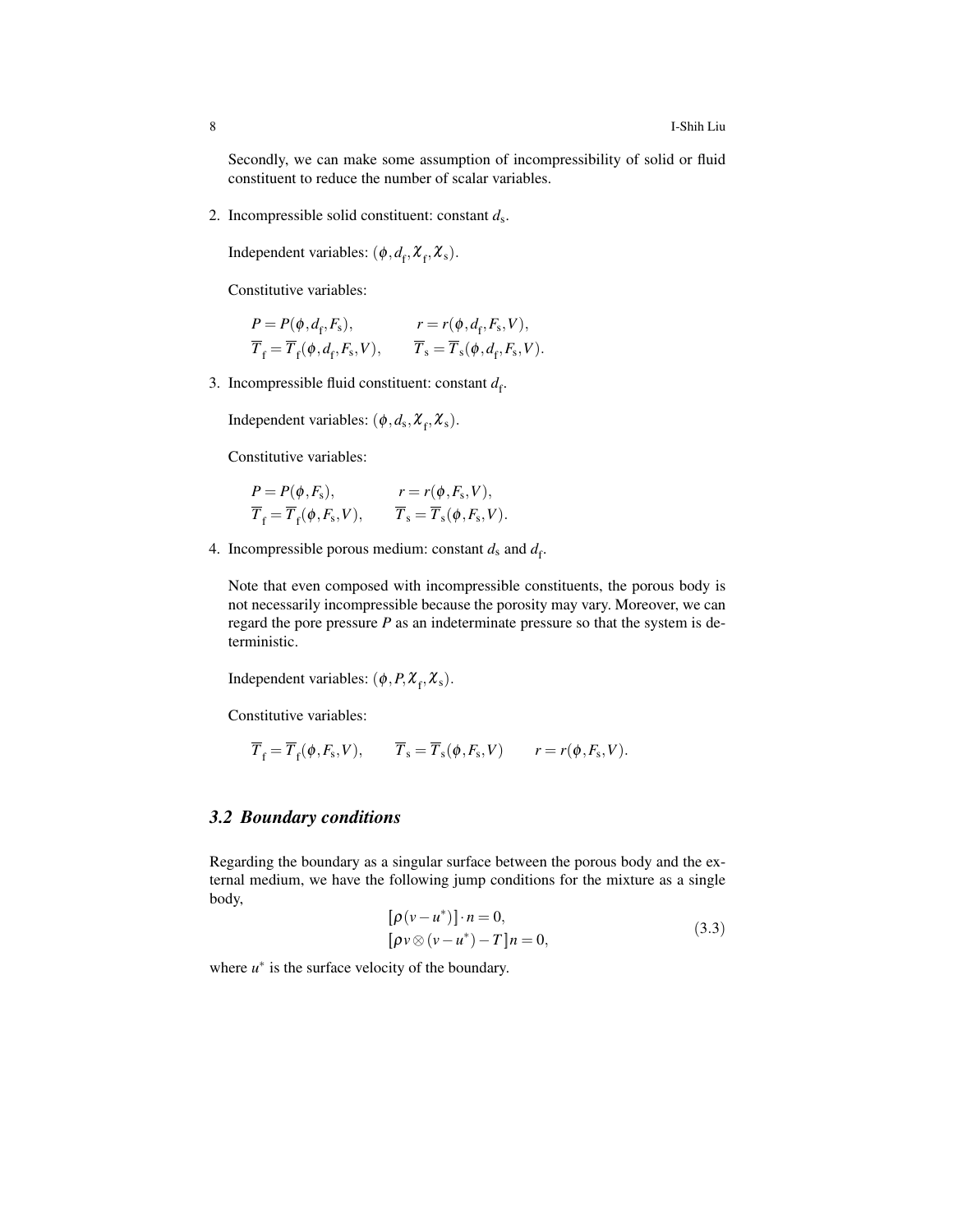Secondly, we can make some assumption of incompressibility of solid or fluid constituent to reduce the number of scalar variables.

2. Incompressible solid constituent: constant $d_s$.

   Independent variables: $(\phi, d_f, \chi_f, \chi_s)$.

   Constitutive variables:

   $$P = P(\phi, d_f, F_s), \qquad r = r(\phi, d_f, F_s, V),$$
   $$\overline{T}_f = \overline{T}_f(\phi, d_f, F_s, V), \qquad \overline{T}_s = \overline{T}_s(\phi, d_f, F_s, V).$$

3. Incompressible fluid constituent: constant $d_f$.

   Independent variables: $(\phi, d_s, \chi_f, \chi_s)$.

   Constitutive variables:

   $$P = P(\phi, F_s), \qquad r = r(\phi, F_s, V),$$
   $$\overline{T}_f = \overline{T}_f(\phi, F_s, V), \qquad \overline{T}_s = \overline{T}_s(\phi, F_s, V).$$

4. Incompressible porous medium: constant $d_s$ and $d_f$.

   Note that even composed with incompressible constituents, the porous body is not necessarily incompressible because the porosity may vary. Moreover, we can regard the pore pressure $P$ as an indeterminate pressure so that the system is deterministic.

   Independent variables: $(\phi, P, \chi_f, \chi_s)$.

   Constitutive variables:

   $$\overline{T}_f = \overline{T}_f(\phi, F_s, V), \qquad \overline{T}_s = \overline{T}_s(\phi, F_s, V) \qquad r = r(\phi, F_s, V).$$

### 3.2 Boundary conditions

Regarding the boundary as a singular surface between the porous body and the external medium, we have the following jump conditions for the mixture as a single body,

$$\begin{aligned} &[\![\rho(v - u^*)]\!] \cdot n = 0, \\ &[\![\rho v \otimes (v - u^*) - T]\!] n = 0, \end{aligned} \tag{3.3}$$

where $u^*$ is the surface velocity of the boundary.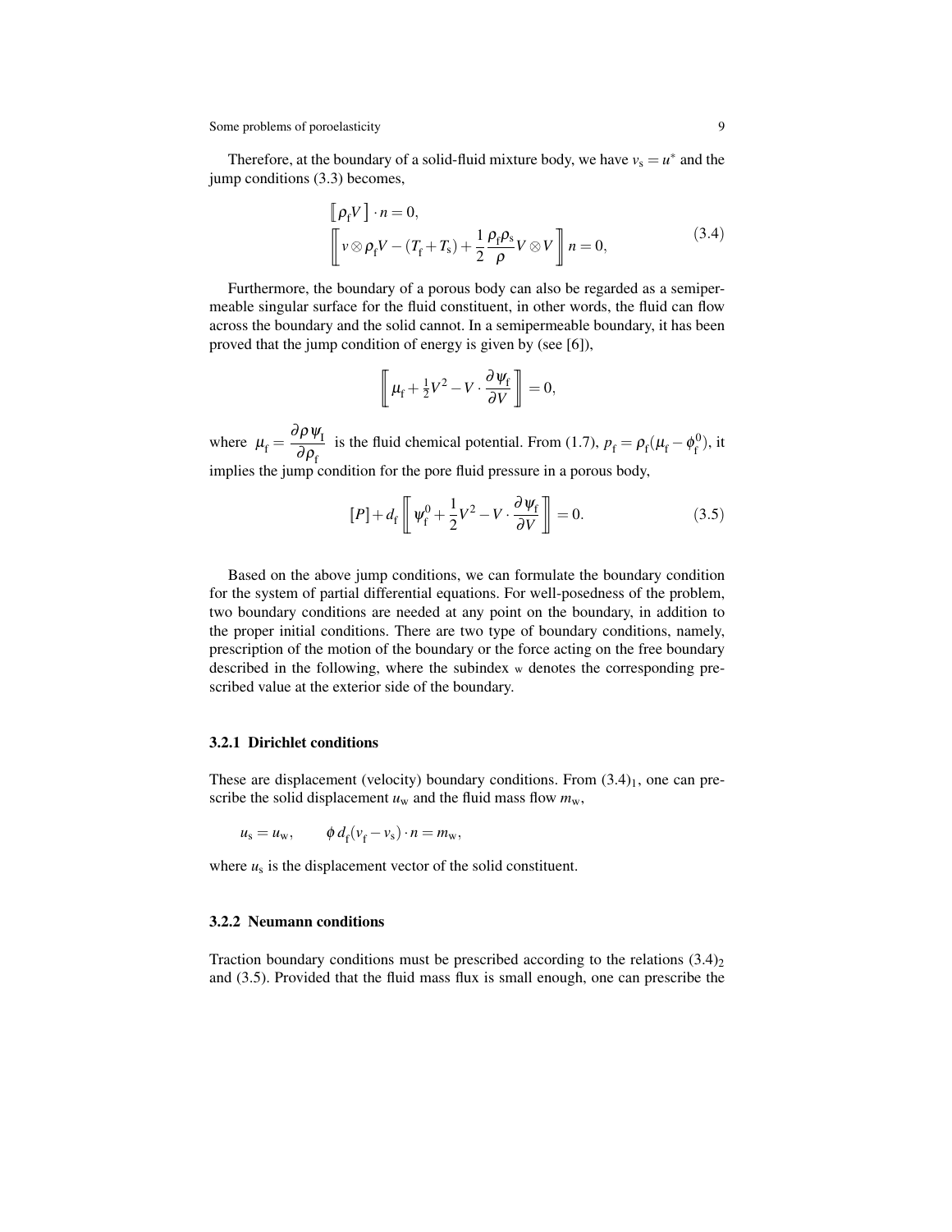Therefore, at the boundary of a solid-fluid mixture body, we have $v_s = u^*$ and the jump conditions (3.3) becomes,

$$
\begin{aligned}
&\left[\!\left[ \rho_f V \right]\!\right] \cdot n = 0, \\
&\left[\!\left[ v \otimes \rho_f V - (T_f + T_s) + \frac{1}{2}\frac{\rho_f \rho_s}{\rho} V \otimes V \right]\!\right] n = 0,
\end{aligned}
\tag{3.4}
$$

Furthermore, the boundary of a porous body can also be regarded as a semipermeable singular surface for the fluid constituent, in other words, the fluid can flow across the boundary and the solid cannot. In a semipermeable boundary, it has been proved that the jump condition of energy is given by (see [6]),

$$
\left[\!\left[ \mu_f + \tfrac{1}{2}V^2 - V \cdot \frac{\partial \psi_f}{\partial V} \right]\!\right] = 0,
$$

where $\mu_f = \dfrac{\partial \rho \psi_f}{\partial \rho_f}$ is the fluid chemical potential. From (1.7), $p_f = \rho_f(\mu_f - \phi_f^0)$, it implies the jump condition for the pore fluid pressure in a porous body,

$$
[P] + d_f \left[\!\left[ \psi_f^0 + \frac{1}{2}V^2 - V \cdot \frac{\partial \psi_f}{\partial V} \right]\!\right] = 0. \tag{3.5}
$$

Based on the above jump conditions, we can formulate the boundary condition for the system of partial differential equations. For well-posedness of the problem, two boundary conditions are needed at any point on the boundary, in addition to the proper initial conditions. There are two type of boundary conditions, namely, prescription of the motion of the boundary or the force acting on the free boundary described in the following, where the subindex $_w$ denotes the corresponding prescribed value at the exterior side of the boundary.

### 3.2.1 Dirichlet conditions

These are displacement (velocity) boundary conditions. From $(3.4)_1$, one can prescribe the solid displacement $u_w$ and the fluid mass flow $m_w$,

$$
u_s = u_w, \qquad \phi\, d_f (v_f - v_s) \cdot n = m_w,
$$

where $u_s$ is the displacement vector of the solid constituent.

### 3.2.2 Neumann conditions

Traction boundary conditions must be prescribed according to the relations $(3.4)_2$ and (3.5). Provided that the fluid mass flux is small enough, one can prescribe the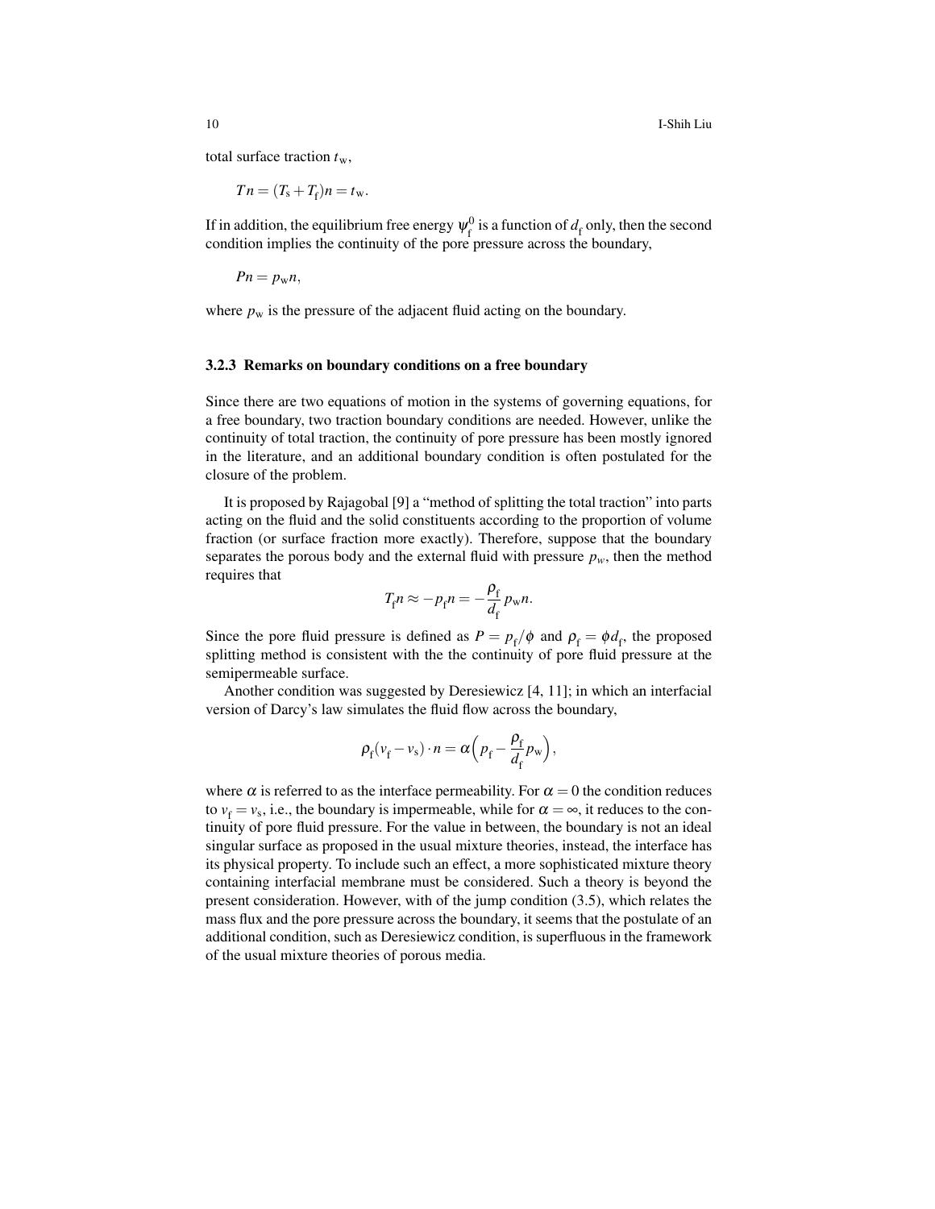total surface traction $t_{\rm w}$,

$$Tn = (T_{\rm s} + T_{\rm f})n = t_{\rm w}.$$

If in addition, the equilibrium free energy $\psi_{\rm f}^0$ is a function of $d_{\rm f}$ only, then the second condition implies the continuity of the pore pressure across the boundary,

$$Pn = p_{\rm w}n,$$

where $p_{\rm w}$ is the pressure of the adjacent fluid acting on the boundary.

### 3.2.3 Remarks on boundary conditions on a free boundary

Since there are two equations of motion in the systems of governing equations, for a free boundary, two traction boundary conditions are needed. However, unlike the continuity of total traction, the continuity of pore pressure has been mostly ignored in the literature, and an additional boundary condition is often postulated for the closure of the problem.

It is proposed by Rajagobal [9] a "method of splitting the total traction" into parts acting on the fluid and the solid constituents according to the proportion of volume fraction (or surface fraction more exactly). Therefore, suppose that the boundary separates the porous body and the external fluid with pressure $p_w$, then the method requires that

$$T_{\rm f}n \approx -p_{\rm f}n = -\frac{\rho_{\rm f}}{d_{\rm f}}\, p_{\rm w}n.$$

Since the pore fluid pressure is defined as $P = p_{\rm f}/\phi$ and $\rho_{\rm f} = \phi d_{\rm f}$, the proposed splitting method is consistent with the the continuity of pore fluid pressure at the semipermeable surface.

Another condition was suggested by Deresiewicz [4, 11]; in which an interfacial version of Darcy's law simulates the fluid flow across the boundary,

$$\rho_{\rm f}(v_{\rm f} - v_{\rm s}) \cdot n = \alpha\Big(p_{\rm f} - \frac{\rho_{\rm f}}{d_{\rm f}} p_{\rm w}\Big),$$

where $\alpha$ is referred to as the interface permeability. For $\alpha = 0$ the condition reduces to $v_{\rm f} = v_{\rm s}$, i.e., the boundary is impermeable, while for $\alpha = \infty$, it reduces to the continuity of pore fluid pressure. For the value in between, the boundary is not an ideal singular surface as proposed in the usual mixture theories, instead, the interface has its physical property. To include such an effect, a more sophisticated mixture theory containing interfacial membrane must be considered. Such a theory is beyond the present consideration. However, with of the jump condition (3.5), which relates the mass flux and the pore pressure across the boundary, it seems that the postulate of an additional condition, such as Deresiewicz condition, is superfluous in the framework of the usual mixture theories of porous media.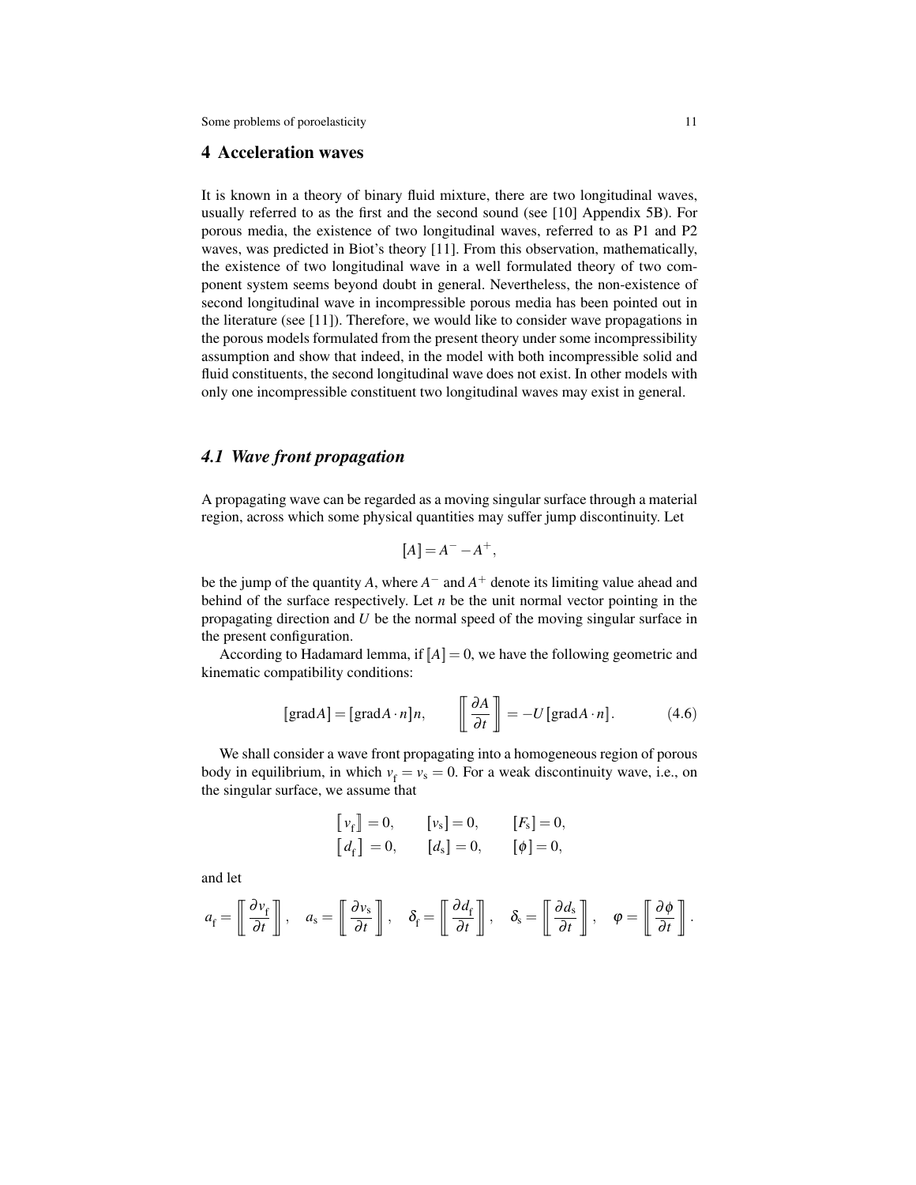## 4 Acceleration waves

It is known in a theory of binary fluid mixture, there are two longitudinal waves, usually referred to as the first and the second sound (see [10] Appendix 5B). For porous media, the existence of two longitudinal waves, referred to as P1 and P2 waves, was predicted in Biot's theory [11]. From this observation, mathematically, the existence of two longitudinal wave in a well formulated theory of two component system seems beyond doubt in general. Nevertheless, the non-existence of second longitudinal wave in incompressible porous media has been pointed out in the literature (see [11]). Therefore, we would like to consider wave propagations in the porous models formulated from the present theory under some incompressibility assumption and show that indeed, in the model with both incompressible solid and fluid constituents, the second longitudinal wave does not exist. In other models with only one incompressible constituent two longitudinal waves may exist in general.

### 4.1 Wave front propagation

A propagating wave can be regarded as a moving singular surface through a material region, across which some physical quantities may suffer jump discontinuity. Let

$$[\![A]\!] = A^- - A^+,$$

be the jump of the quantity $A$, where $A^-$ and $A^+$ denote its limiting value ahead and behind of the surface respectively. Let $n$ be the unit normal vector pointing in the propagating direction and $U$ be the normal speed of the moving singular surface in the present configuration.

According to Hadamard lemma, if $[\![A]\!] = 0$, we have the following geometric and kinematic compatibility conditions:

$$[\![\operatorname{grad} A]\!] = [\![\operatorname{grad} A \cdot n]\!] n, \qquad \left[\!\!\left[ \frac{\partial A}{\partial t} \right]\!\!\right] = -U\, [\![\operatorname{grad} A \cdot n]\!]. \tag{4.6}$$

We shall consider a wave front propagating into a homogeneous region of porous body in equilibrium, in which $v_{\mathrm{f}} = v_{\mathrm{s}} = 0$. For a weak discontinuity wave, i.e., on the singular surface, we assume that

$$\begin{aligned} [\![v_{\mathrm{f}}]\!] &= 0, \qquad [\![v_{\mathrm{s}}]\!] = 0, \qquad [\![F_{\mathrm{s}}]\!] = 0, \\ [\![d_{\mathrm{f}}]\!] &= 0, \qquad [\![d_{\mathrm{s}}]\!] = 0, \qquad [\![\phi]\!] = 0, \end{aligned}$$

and let

$$a_{\mathrm{f}} = \left[\!\!\left[ \frac{\partial v_{\mathrm{f}}}{\partial t} \right]\!\!\right], \quad a_{\mathrm{s}} = \left[\!\!\left[ \frac{\partial v_{\mathrm{s}}}{\partial t} \right]\!\!\right], \quad \delta_{\mathrm{f}} = \left[\!\!\left[ \frac{\partial d_{\mathrm{f}}}{\partial t} \right]\!\!\right], \quad \delta_{\mathrm{s}} = \left[\!\!\left[ \frac{\partial d_{\mathrm{s}}}{\partial t} \right]\!\!\right], \quad \varphi = \left[\!\!\left[ \frac{\partial \phi}{\partial t} \right]\!\!\right].$$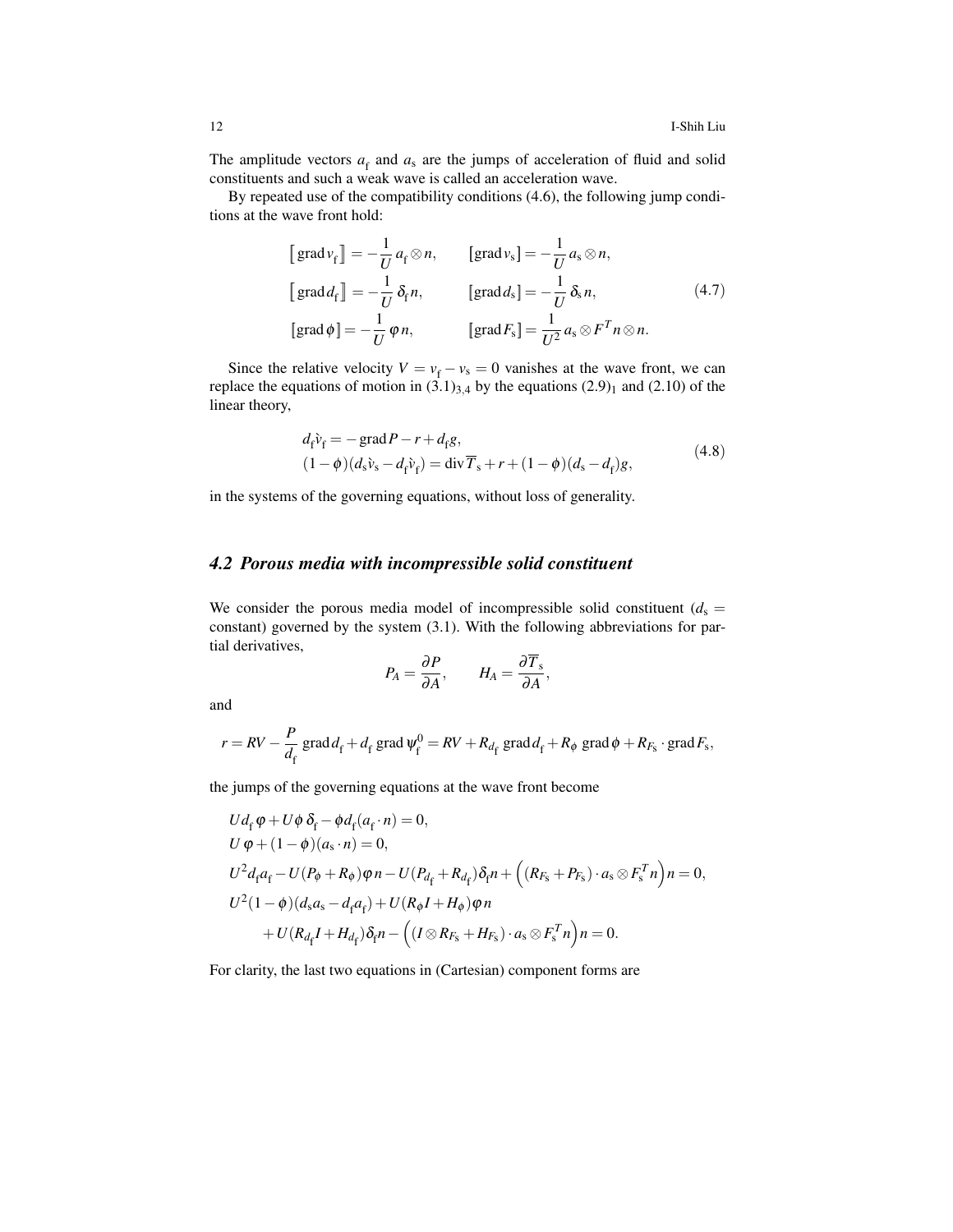The amplitude vectors $a_\mathrm{f}$ and $a_\mathrm{s}$ are the jumps of acceleration of fluid and solid constituents and such a weak wave is called an acceleration wave.

By repeated use of the compatibility conditions (4.6), the following jump conditions at the wave front hold:

$$
\begin{aligned}
&\big[\!\big[\operatorname{grad} v_\mathrm{f}\big]\!\big] = -\frac{1}{U}\, a_\mathrm{f} \otimes n, &&\big[\!\big[\operatorname{grad} v_\mathrm{s}\big]\!\big] = -\frac{1}{U}\, a_\mathrm{s} \otimes n,\\
&\big[\!\big[\operatorname{grad} d_\mathrm{f}\big]\!\big] = -\frac{1}{U}\, \delta_\mathrm{f}\, n, &&\big[\!\big[\operatorname{grad} d_\mathrm{s}\big]\!\big] = -\frac{1}{U}\, \delta_\mathrm{s}\, n,\\
&\big[\!\big[\operatorname{grad} \phi\big]\!\big] = -\frac{1}{U}\, \varphi\, n, &&\big[\!\big[\operatorname{grad} F_\mathrm{s}\big]\!\big] = \frac{1}{U^2}\, a_\mathrm{s} \otimes F^T n \otimes n.
\end{aligned}
\tag{4.7}
$$

Since the relative velocity $V = v_\mathrm{f} - v_\mathrm{s} = 0$ vanishes at the wave front, we can replace the equations of motion in $(3.1)_{3,4}$ by the equations $(2.9)_1$ and (2.10) of the linear theory,

$$
\begin{aligned}
&d_\mathrm{f} \acute{v}_\mathrm{f} = -\operatorname{grad} P - r + d_\mathrm{f} g,\\
&(1-\phi)(d_\mathrm{s} \acute{v}_\mathrm{s} - d_\mathrm{f} \acute{v}_\mathrm{f}) = \operatorname{div} \overline{T}_\mathrm{s} + r + (1-\phi)(d_\mathrm{s} - d_\mathrm{f}) g,
\end{aligned}
\tag{4.8}
$$

in the systems of the governing equations, without loss of generality.

## 4.2 Porous media with incompressible solid constituent

We consider the porous media model of incompressible solid constituent ($d_\mathrm{s}$ = constant) governed by the system (3.1). With the following abbreviations for partial derivatives,

$$
P_A = \frac{\partial P}{\partial A}, \qquad H_A = \frac{\partial \overline{T}_\mathrm{s}}{\partial A},
$$

and

$$
r = RV - \frac{P}{d_\mathrm{f}} \operatorname{grad} d_\mathrm{f} + d_\mathrm{f} \operatorname{grad} \psi_\mathrm{f}^0 = RV + R_{d_\mathrm{f}} \operatorname{grad} d_\mathrm{f} + R_\phi \operatorname{grad} \phi + R_{F_\mathrm{s}} \cdot \operatorname{grad} F_\mathrm{s},
$$

the jumps of the governing equations at the wave front become

$$
\begin{aligned}
&U d_\mathrm{f}\, \varphi + U \phi\, \delta_\mathrm{f} - \phi d_\mathrm{f} (a_\mathrm{f} \cdot n) = 0,\\
&U \varphi + (1-\phi)(a_\mathrm{s} \cdot n) = 0,\\
&U^2 d_\mathrm{f} a_\mathrm{f} - U (P_\phi + R_\phi) \varphi n - U (P_{d_\mathrm{f}} + R_{d_\mathrm{f}}) \delta_\mathrm{f} n + \Big( (R_{F_\mathrm{s}} + P_{F_\mathrm{s}}) \cdot a_\mathrm{s} \otimes F_\mathrm{s}^T n \Big) n = 0,\\
&U^2 (1-\phi)(d_\mathrm{s} a_\mathrm{s} - d_\mathrm{f} a_\mathrm{f}) + U (R_\phi I + H_\phi) \varphi n\\
&\qquad + U (R_{d_\mathrm{f}} I + H_{d_\mathrm{f}}) \delta_\mathrm{f} n - \Big( (I \otimes R_{F_\mathrm{s}} + H_{F_\mathrm{s}}) \cdot a_\mathrm{s} \otimes F_\mathrm{s}^T n \Big) n = 0.
\end{aligned}
$$

For clarity, the last two equations in (Cartesian) component forms are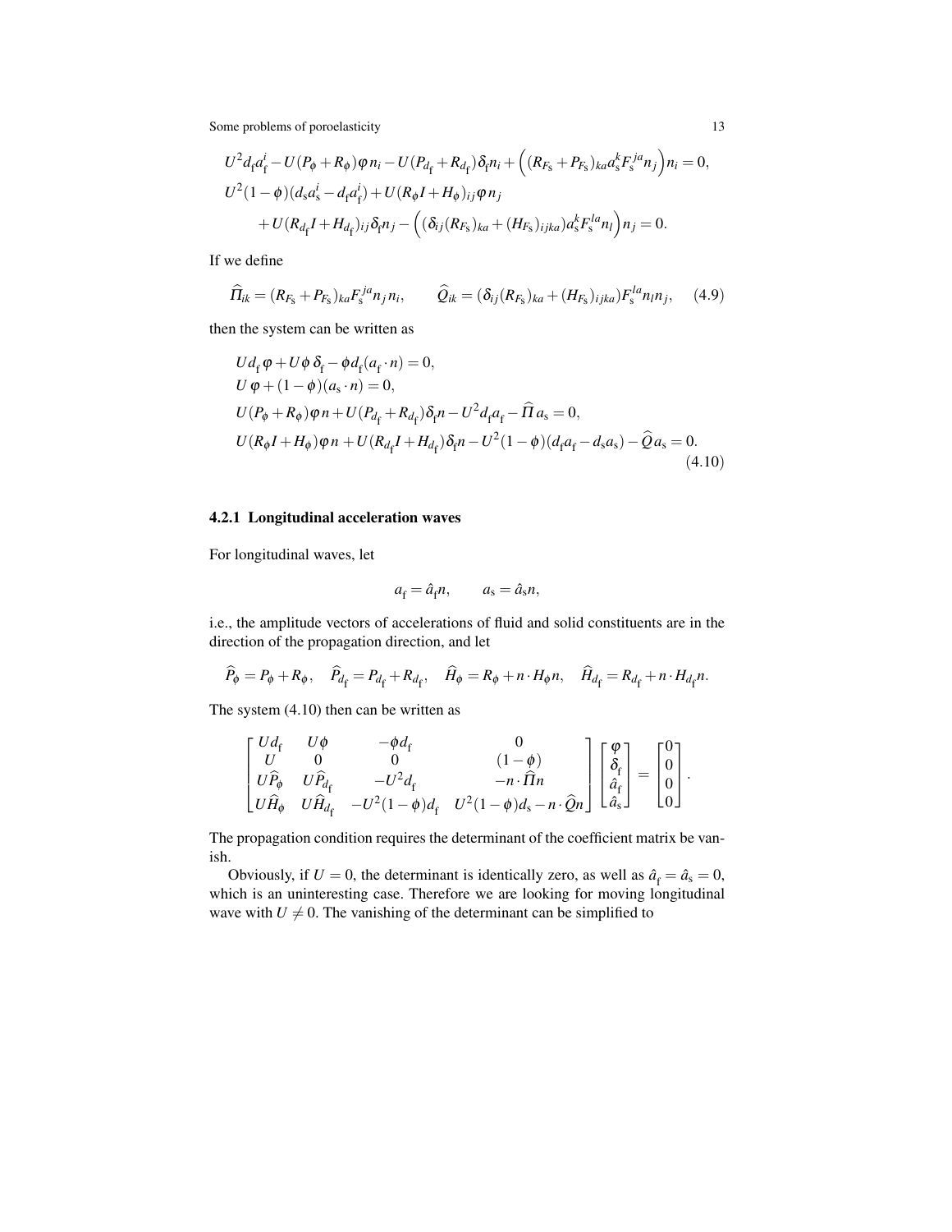$$
\begin{aligned}
&U^2 d_{\mathrm{f}} a_{\mathrm{f}}^i - U(P_\phi + R_\phi)\varphi\, n_i - U(P_{d_{\mathrm{f}}} + R_{d_{\mathrm{f}}})\delta_{\mathrm{f}} n_i + \Big((R_{F_{\mathrm{s}}} + P_{F_{\mathrm{s}}})_{ka} a_{\mathrm{s}}^k F_{\mathrm{s}}^{ja} n_j\Big) n_i = 0,\\
&U^2(1-\phi)(d_{\mathrm{s}} a_{\mathrm{s}}^i - d_{\mathrm{f}} a_{\mathrm{f}}^i) + U(R_\phi I + H_\phi)_{ij}\varphi\, n_j\\
&\qquad + U(R_{d_{\mathrm{f}}} I + H_{d_{\mathrm{f}}})_{ij}\delta_{\mathrm{f}} n_j - \Big((\delta_{ij}(R_{F_{\mathrm{s}}})_{ka} + (H_{F_{\mathrm{s}}})_{ijka}) a_{\mathrm{s}}^k F_{\mathrm{s}}^{la} n_l\Big) n_j = 0.
\end{aligned}
$$

If we define

$$
\widehat{\Pi}_{ik} = (R_{F_{\mathrm{s}}} + P_{F_{\mathrm{s}}})_{ka} F_{\mathrm{s}}^{ja} n_j n_i, \qquad \widehat{Q}_{ik} = (\delta_{ij}(R_{F_{\mathrm{s}}})_{ka} + (H_{F_{\mathrm{s}}})_{ijka}) F_{\mathrm{s}}^{la} n_l n_j, \tag{4.9}
$$

then the system can be written as

$$
\begin{aligned}
&U d_{\mathrm{f}}\, \varphi + U\phi\, \delta_{\mathrm{f}} - \phi d_{\mathrm{f}} (a_{\mathrm{f}} \cdot n) = 0,\\
&U\,\varphi + (1-\phi)(a_{\mathrm{s}} \cdot n) = 0,\\
&U(P_\phi + R_\phi)\varphi\, n + U(P_{d_{\mathrm{f}}} + R_{d_{\mathrm{f}}})\delta_{\mathrm{f}} n - U^2 d_{\mathrm{f}} a_{\mathrm{f}} - \widehat{\Pi}\, a_{\mathrm{s}} = 0,\\
&U(R_\phi I + H_\phi)\varphi\, n + U(R_{d_{\mathrm{f}}} I + H_{d_{\mathrm{f}}})\delta_{\mathrm{f}} n - U^2(1-\phi)(d_{\mathrm{f}} a_{\mathrm{f}} - d_{\mathrm{s}} a_{\mathrm{s}}) - \widehat{Q}\, a_{\mathrm{s}} = 0.
\end{aligned} \tag{4.10}
$$

### 4.2.1 Longitudinal acceleration waves

For longitudinal waves, let

$$
a_{\mathrm{f}} = \hat{a}_{\mathrm{f}} n, \qquad a_{\mathrm{s}} = \hat{a}_{\mathrm{s}} n,
$$

i.e., the amplitude vectors of accelerations of fluid and solid constituents are in the direction of the propagation direction, and let

$$
\widehat{P}_\phi = P_\phi + R_\phi, \quad \widehat{P}_{d_{\mathrm{f}}} = P_{d_{\mathrm{f}}} + R_{d_{\mathrm{f}}}, \quad \widehat{H}_\phi = R_\phi + n\cdot H_\phi n, \quad \widehat{H}_{d_{\mathrm{f}}} = R_{d_{\mathrm{f}}} + n\cdot H_{d_{\mathrm{f}}} n.
$$

The system (4.10) then can be written as

$$
\begin{bmatrix}
U d_{\mathrm{f}} & U\phi & -\phi d_{\mathrm{f}} & 0\\
U & 0 & 0 & (1-\phi)\\
U\widehat{P}_\phi & U\widehat{P}_{d_{\mathrm{f}}} & -U^2 d_{\mathrm{f}} & -n\cdot\widehat{\Pi} n\\
U\widehat{H}_\phi & U\widehat{H}_{d_{\mathrm{f}}} & -U^2(1-\phi) d_{\mathrm{f}} & U^2(1-\phi) d_{\mathrm{s}} - n\cdot\widehat{Q} n
\end{bmatrix}
\begin{bmatrix}
\varphi\\ \delta_{\mathrm{f}}\\ \hat{a}_{\mathrm{f}}\\ \hat{a}_{\mathrm{s}}
\end{bmatrix}
=
\begin{bmatrix}
0\\0\\0\\0
\end{bmatrix}.
$$

The propagation condition requires the determinant of the coefficient matrix be vanish.

Obviously, if $U = 0$, the determinant is identically zero, as well as $\hat{a}_{\mathrm{f}} = \hat{a}_{\mathrm{s}} = 0$, which is an uninteresting case. Therefore we are looking for moving longitudinal wave with $U \neq 0$. The vanishing of the determinant can be simplified to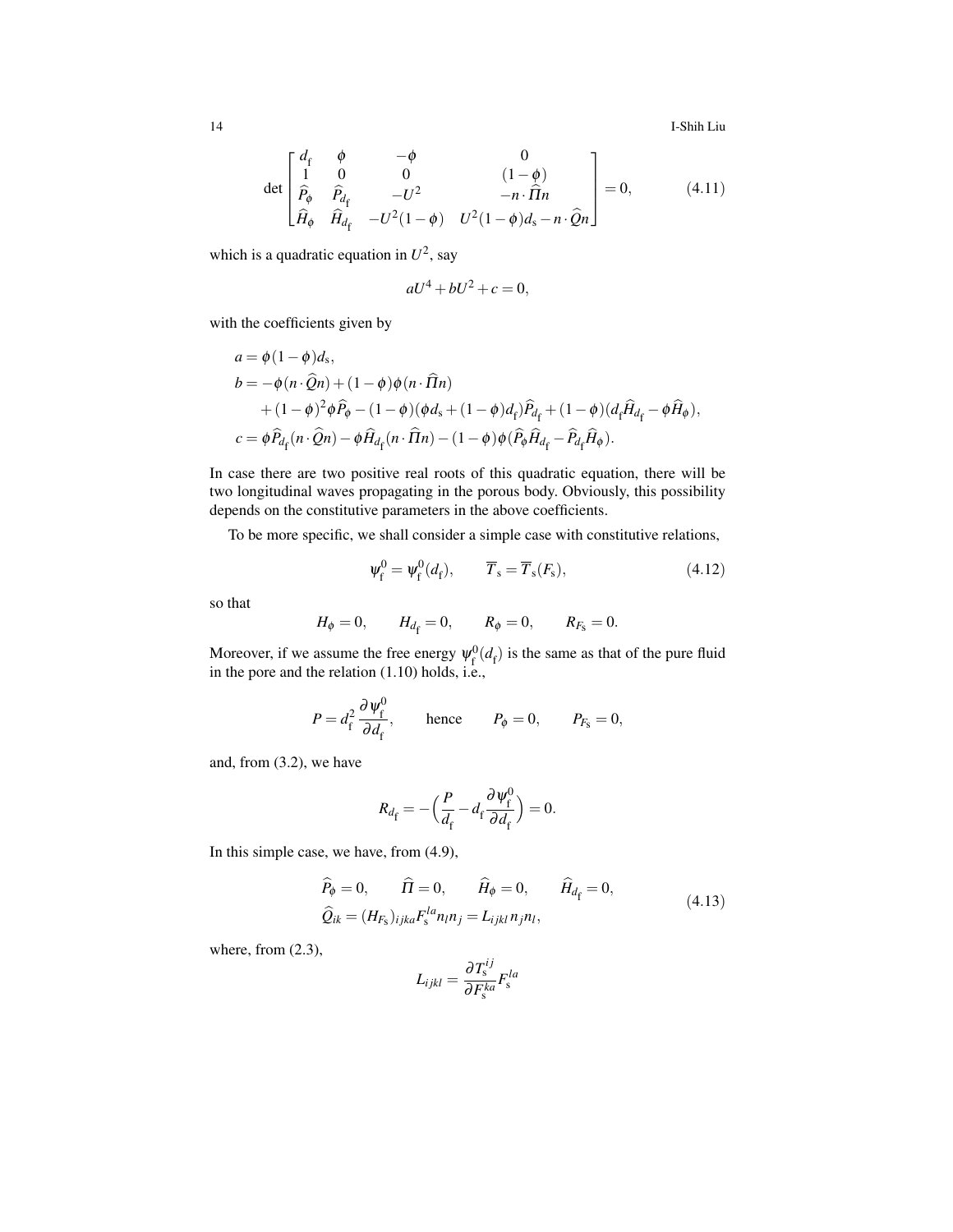$$
\det \begin{bmatrix} d_{\mathrm{f}} & \phi & -\phi & 0 \\ 1 & 0 & 0 & (1-\phi) \\ \widehat{P}_{\phi} & \widehat{P}_{d_{\mathrm{f}}} & -U^2 & -n\cdot\widehat{\Pi}n \\ \widehat{H}_{\phi} & \widehat{H}_{d_{\mathrm{f}}} & -U^2(1-\phi) & U^2(1-\phi)d_{\mathrm{s}} - n\cdot\widehat{Q}n \end{bmatrix} = 0, \tag{4.11}
$$

which is a quadratic equation in $U^2$, say

$$
aU^4 + bU^2 + c = 0,
$$

with the coefficients given by

$$
\begin{aligned}
a &= \phi(1-\phi)d_{\mathrm{s}}, \\
b &= -\phi(n\cdot\widehat{Q}n) + (1-\phi)\phi(n\cdot\widehat{\Pi}n) \\
&\quad + (1-\phi)^2\phi\widehat{P}_{\phi} - (1-\phi)(\phi d_{\mathrm{s}} + (1-\phi)d_{\mathrm{f}})\widehat{P}_{d_{\mathrm{f}}} + (1-\phi)(d_{\mathrm{f}}\widehat{H}_{d_{\mathrm{f}}} - \phi\widehat{H}_{\phi}), \\
c &= \phi\widehat{P}_{d_{\mathrm{f}}}(n\cdot\widehat{Q}n) - \phi\widehat{H}_{d_{\mathrm{f}}}(n\cdot\widehat{\Pi}n) - (1-\phi)\phi(\widehat{P}_{\phi}\widehat{H}_{d_{\mathrm{f}}} - \widehat{P}_{d_{\mathrm{f}}}\widehat{H}_{\phi}).
\end{aligned}
$$

In case there are two positive real roots of this quadratic equation, there will be two longitudinal waves propagating in the porous body. Obviously, this possibility depends on the constitutive parameters in the above coefficients.

To be more specific, we shall consider a simple case with constitutive relations,

$$
\psi_{\mathrm{f}}^0 = \psi_{\mathrm{f}}^0(d_{\mathrm{f}}), \qquad \overline{T}_{\mathrm{s}} = \overline{T}_{\mathrm{s}}(F_{\mathrm{s}}), \tag{4.12}
$$

so that

$$
H_{\phi} = 0, \qquad H_{d_{\mathrm{f}}} = 0, \qquad R_{\phi} = 0, \qquad R_{F_{\mathrm{s}}} = 0.
$$

Moreover, if we assume the free energy $\psi_{\mathrm{f}}^0(d_{\mathrm{f}})$ is the same as that of the pure fluid in the pore and the relation (1.10) holds, i.e.,

$$
P = d_{\mathrm{f}}^2 \frac{\partial \psi_{\mathrm{f}}^0}{\partial d_{\mathrm{f}}}, \qquad \text{hence} \qquad P_{\phi} = 0, \qquad P_{F_{\mathrm{s}}} = 0,
$$

and, from (3.2), we have

$$
R_{d_{\mathrm{f}}} = -\Big(\frac{P}{d_{\mathrm{f}}} - d_{\mathrm{f}}\frac{\partial \psi_{\mathrm{f}}^0}{\partial d_{\mathrm{f}}}\Big) = 0.
$$

In this simple case, we have, from (4.9),

$$
\begin{aligned}
&\widehat{P}_{\phi} = 0, \qquad \widehat{\Pi} = 0, \qquad \widehat{H}_{\phi} = 0, \qquad \widehat{H}_{d_{\mathrm{f}}} = 0, \\
&\widehat{Q}_{ik} = (H_{F_{\mathrm{s}}})_{ijka} F_{\mathrm{s}}^{la} n_l n_j = L_{ijkl}\, n_j n_l,
\end{aligned} \tag{4.13}
$$

where, from (2.3),

$$
L_{ijkl} = \frac{\partial T_{\mathrm{s}}^{ij}}{\partial F_{\mathrm{s}}^{ka}} F_{\mathrm{s}}^{la}
$$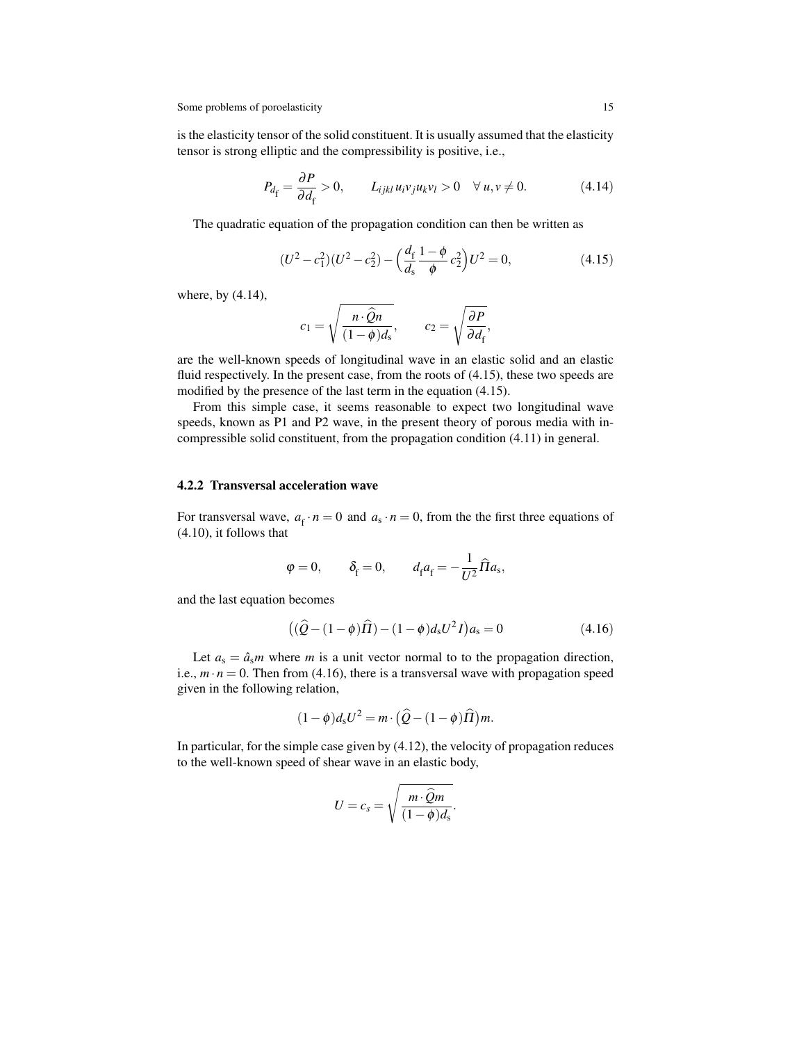is the elasticity tensor of the solid constituent. It is usually assumed that the elasticity tensor is strong elliptic and the compressibility is positive, i.e.,

$$P_{d_{\mathrm{f}}} = \frac{\partial P}{\partial d_{\mathrm{f}}} > 0, \qquad L_{ijkl}\, u_i v_j u_k v_l > 0 \quad \forall\, u, v \neq 0. \tag{4.14}$$

The quadratic equation of the propagation condition can then be written as

$$(U^2 - c_1^2)(U^2 - c_2^2) - \Big(\frac{d_{\mathrm{f}}}{d_{\mathrm{s}}}\frac{1-\phi}{\phi}\, c_2^2\Big) U^2 = 0, \tag{4.15}$$

where, by (4.14),

$$c_1 = \sqrt{\frac{n\cdot \widehat{Q} n}{(1-\phi) d_{\mathrm{s}}}}, \qquad c_2 = \sqrt{\frac{\partial P}{\partial d_{\mathrm{f}}}},$$

are the well-known speeds of longitudinal wave in an elastic solid and an elastic fluid respectively. In the present case, from the roots of (4.15), these two speeds are modified by the presence of the last term in the equation (4.15).

From this simple case, it seems reasonable to expect two longitudinal wave speeds, known as P1 and P2 wave, in the present theory of porous media with incompressible solid constituent, from the propagation condition (4.11) in general.

### 4.2.2 Transversal acceleration wave

For transversal wave, $a_{\mathrm{f}} \cdot n = 0$ and $a_{\mathrm{s}} \cdot n = 0$, from the the first three equations of (4.10), it follows that

$$\varphi = 0, \qquad \delta_{\mathrm{f}} = 0, \qquad d_{\mathrm{f}} a_{\mathrm{f}} = -\frac{1}{U^2}\widehat{\Pi} a_{\mathrm{s}},$$

and the last equation becomes

$$\big((\widehat{Q} - (1-\phi)\widehat{\Pi}) - (1-\phi) d_{\mathrm{s}} U^2 I\big) a_{\mathrm{s}} = 0 \tag{4.16}$$

Let $a_{\mathrm{s}} = \hat{a}_{\mathrm{s}} m$ where $m$ is a unit vector normal to to the propagation direction, i.e., $m \cdot n = 0$. Then from (4.16), there is a transversal wave with propagation speed given in the following relation,

$$(1-\phi) d_{\mathrm{s}} U^2 = m \cdot \big(\widehat{Q} - (1-\phi)\widehat{\Pi}\big) m.$$

In particular, for the simple case given by (4.12), the velocity of propagation reduces to the well-known speed of shear wave in an elastic body,

$$U = c_s = \sqrt{\frac{m \cdot \widehat{Q} m}{(1-\phi) d_{\mathrm{s}}}}.$$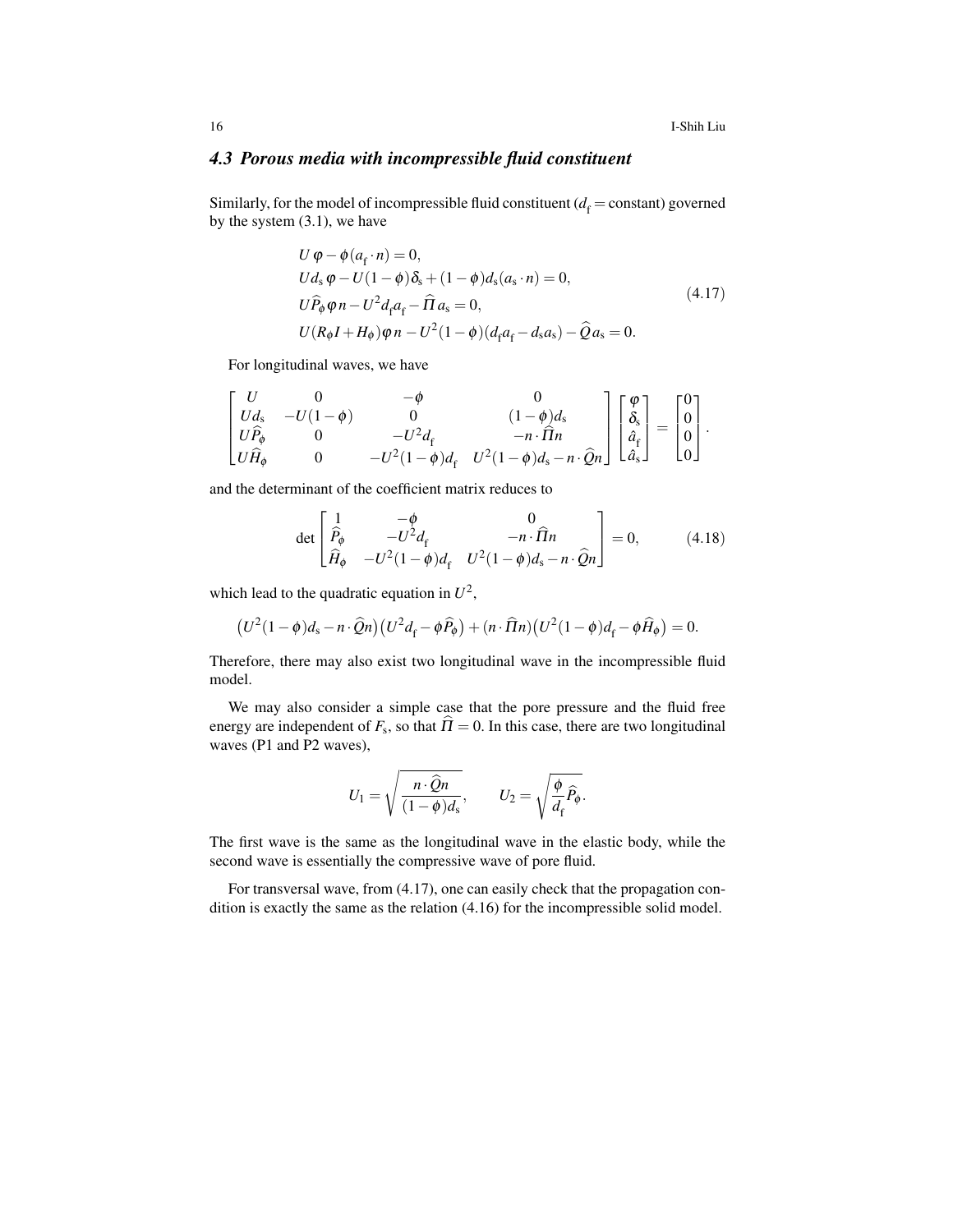### 4.3 Porous media with incompressible fluid constituent

Similarly, for the model of incompressible fluid constituent ($d_{\mathrm{f}} = \text{constant}$) governed by the system (3.1), we have

$$
\begin{aligned}
&U\,\varphi - \phi(a_{\mathrm{f}}\cdot n) = 0,\\
&Ud_{\mathrm{s}}\,\varphi - U(1-\phi)\delta_{\mathrm{s}} + (1-\phi)d_{\mathrm{s}}(a_{\mathrm{s}}\cdot n) = 0,\\
&U\widehat{P}_{\phi}\,\varphi\, n - U^2 d_{\mathrm{f}} a_{\mathrm{f}} - \widehat{\Pi}\, a_{\mathrm{s}} = 0,\\
&U(R_{\phi}I + H_{\phi})\varphi\, n - U^2(1-\phi)(d_{\mathrm{f}}a_{\mathrm{f}} - d_{\mathrm{s}}a_{\mathrm{s}}) - \widehat{Q}\, a_{\mathrm{s}} = 0.
\end{aligned}
\tag{4.17}
$$

For longitudinal waves, we have

$$
\begin{bmatrix}
U & 0 & -\phi & 0\\
Ud_{\mathrm{s}} & -U(1-\phi) & 0 & (1-\phi)d_{\mathrm{s}}\\
U\widehat{P}_{\phi} & 0 & -U^2 d_{\mathrm{f}} & -n\cdot\widehat{\Pi}n\\
U\widehat{H}_{\phi} & 0 & -U^2(1-\phi)d_{\mathrm{f}} & U^2(1-\phi)d_{\mathrm{s}} - n\cdot\widehat{Q}n
\end{bmatrix}
\begin{bmatrix}
\varphi\\ \delta_{\mathrm{s}}\\ \hat{a}_{\mathrm{f}}\\ \hat{a}_{\mathrm{s}}
\end{bmatrix}
=
\begin{bmatrix}
0\\0\\0\\0
\end{bmatrix}.
$$

and the determinant of the coefficient matrix reduces to

$$
\det
\begin{bmatrix}
1 & -\phi & 0\\
\widehat{P}_{\phi} & -U^2 d_{\mathrm{f}} & -n\cdot\widehat{\Pi}n\\
\widehat{H}_{\phi} & -U^2(1-\phi)d_{\mathrm{f}} & U^2(1-\phi)d_{\mathrm{s}} - n\cdot\widehat{Q}n
\end{bmatrix}
= 0,
\tag{4.18}
$$

which lead to the quadratic equation in $U^2$,

$$
\big(U^2(1-\phi)d_{\mathrm{s}} - n\cdot\widehat{Q}n\big)\big(U^2 d_{\mathrm{f}} - \phi\widehat{P}_{\phi}\big) + (n\cdot\widehat{\Pi}n)\big(U^2(1-\phi)d_{\mathrm{f}} - \phi\widehat{H}_{\phi}\big) = 0.
$$

Therefore, there may also exist two longitudinal wave in the incompressible fluid model.

We may also consider a simple case that the pore pressure and the fluid free energy are independent of $F_{\mathrm{s}}$, so that $\widehat{\Pi} = 0$. In this case, there are two longitudinal waves (P1 and P2 waves),

$$
U_1 = \sqrt{\frac{n\cdot\widehat{Q}n}{(1-\phi)d_{\mathrm{s}}}}, \qquad U_2 = \sqrt{\frac{\phi}{d_{\mathrm{f}}}\widehat{P}_{\phi}}.
$$

The first wave is the same as the longitudinal wave in the elastic body, while the second wave is essentially the compressive wave of pore fluid.

For transversal wave, from (4.17), one can easily check that the propagation condition is exactly the same as the relation (4.16) for the incompressible solid model.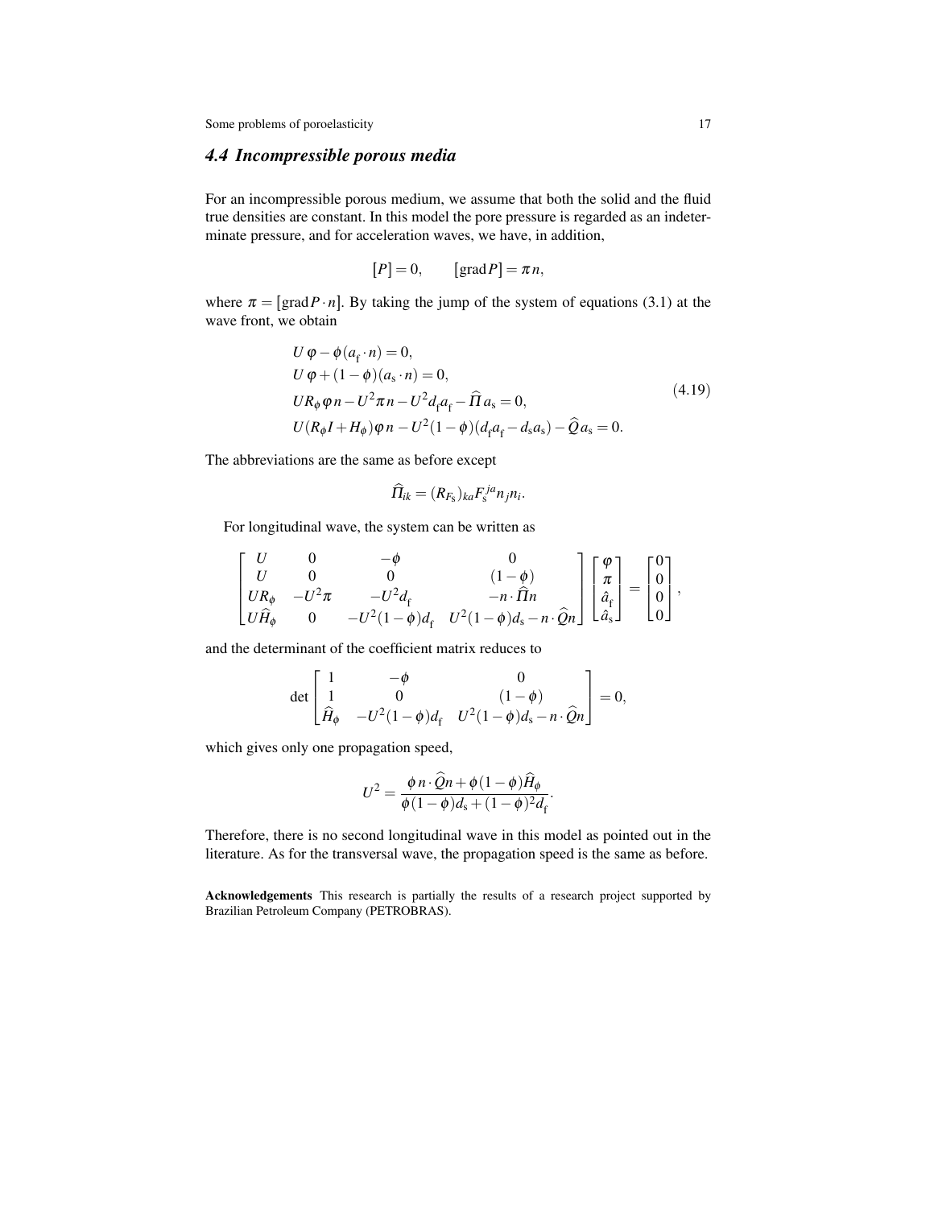### 4.4 Incompressible porous media

For an incompressible porous medium, we assume that both the solid and the fluid true densities are constant. In this model the pore pressure is regarded as an indeterminate pressure, and for acceleration waves, we have, in addition,

$$[P] = 0, \qquad [\operatorname{grad} P] = \pi n,$$

where $\pi = [\operatorname{grad} P \cdot n]$. By taking the jump of the system of equations (3.1) at the wave front, we obtain

$$
\begin{aligned}
&U\,\varphi - \phi(a_{\mathrm{f}} \cdot n) = 0, \\
&U\,\varphi + (1-\phi)(a_{\mathrm{s}} \cdot n) = 0, \\
&UR_{\phi}\,\varphi\, n - U^2 \pi\, n - U^2 d_{\mathrm{f}} a_{\mathrm{f}} - \widehat{\Pi}\, a_{\mathrm{s}} = 0, \\
&U(R_{\phi} I + H_{\phi})\varphi\, n - U^2(1-\phi)(d_{\mathrm{f}} a_{\mathrm{f}} - d_{\mathrm{s}} a_{\mathrm{s}}) - \widehat{Q}\, a_{\mathrm{s}} = 0.
\end{aligned}
\tag{4.19}
$$

The abbreviations are the same as before except

$$\widehat{\Pi}_{ik} = (R_{F_{\mathrm{s}}})_{ka} F_{\mathrm{s}}^{ja} n_j n_i.$$

For longitudinal wave, the system can be written as

$$
\begin{bmatrix}
U & 0 & -\phi & 0 \\
U & 0 & 0 & (1-\phi) \\
UR_{\phi} & -U^2\pi & -U^2 d_{\mathrm{f}} & -n \cdot \widehat{\Pi} n \\
U\widehat{H}_{\phi} & 0 & -U^2(1-\phi)d_{\mathrm{f}} & U^2(1-\phi)d_{\mathrm{s}} - n \cdot \widehat{Q} n
\end{bmatrix}
\begin{bmatrix}
\varphi \\ \pi \\ \hat{a}_{\mathrm{f}} \\ \hat{a}_{\mathrm{s}}
\end{bmatrix}
=
\begin{bmatrix}
0 \\ 0 \\ 0 \\ 0
\end{bmatrix},
$$

and the determinant of the coefficient matrix reduces to

$$
\det
\begin{bmatrix}
1 & -\phi & 0 \\
1 & 0 & (1-\phi) \\
\widehat{H}_{\phi} & -U^2(1-\phi)d_{\mathrm{f}} & U^2(1-\phi)d_{\mathrm{s}} - n \cdot \widehat{Q} n
\end{bmatrix}
= 0,
$$

which gives only one propagation speed,

$$U^2 = \frac{\phi\, n \cdot \widehat{Q} n + \phi(1-\phi)\widehat{H}_{\phi}}{\phi(1-\phi)d_{\mathrm{s}} + (1-\phi)^2 d_{\mathrm{f}}}.$$

Therefore, there is no second longitudinal wave in this model as pointed out in the literature. As for the transversal wave, the propagation speed is the same as before.

**Acknowledgements** This research is partially the results of a research project supported by Brazilian Petroleum Company (PETROBRAS).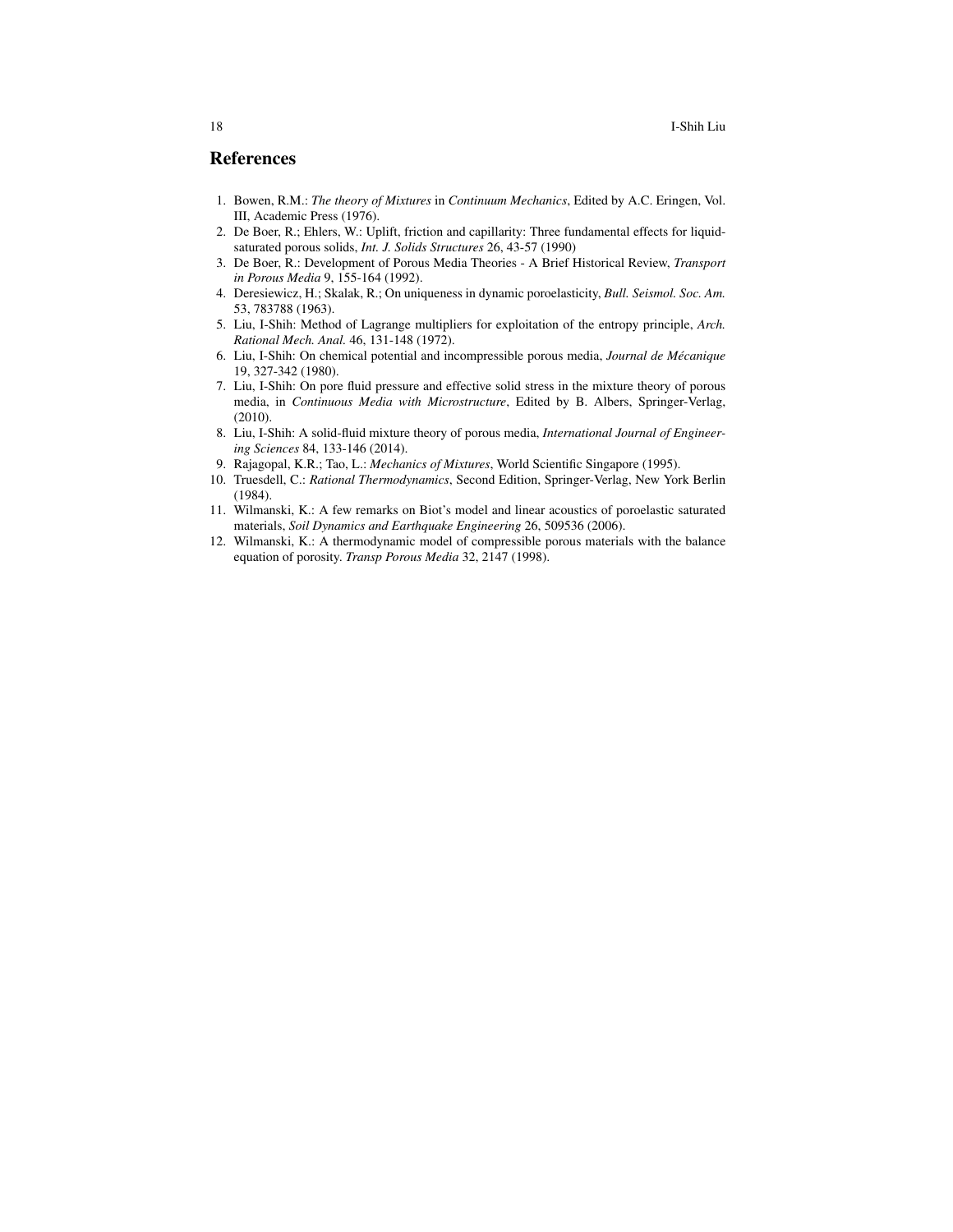## References

1. Bowen, R.M.: *The theory of Mixtures* in *Continuum Mechanics*, Edited by A.C. Eringen, Vol. III, Academic Press (1976).
2. De Boer, R.; Ehlers, W.: Uplift, friction and capillarity: Three fundamental effects for liquid-saturated porous solids, *Int. J. Solids Structures* 26, 43-57 (1990)
3. De Boer, R.: Development of Porous Media Theories - A Brief Historical Review, *Transport in Porous Media* 9, 155-164 (1992).
4. Deresiewicz, H.; Skalak, R.; On uniqueness in dynamic poroelasticity, *Bull. Seismol. Soc. Am.* 53, 783788 (1963).
5. Liu, I-Shih: Method of Lagrange multipliers for exploitation of the entropy principle, *Arch. Rational Mech. Anal.* 46, 131-148 (1972).
6. Liu, I-Shih: On chemical potential and incompressible porous media, *Journal de Mécanique* 19, 327-342 (1980).
7. Liu, I-Shih: On pore fluid pressure and effective solid stress in the mixture theory of porous media, in *Continuous Media with Microstructure*, Edited by B. Albers, Springer-Verlag, (2010).
8. Liu, I-Shih: A solid-fluid mixture theory of porous media, *International Journal of Engineering Sciences* 84, 133-146 (2014).
9. Rajagopal, K.R.; Tao, L.: *Mechanics of Mixtures*, World Scientific Singapore (1995).
10. Truesdell, C.: *Rational Thermodynamics*, Second Edition, Springer-Verlag, New York Berlin (1984).
11. Wilmanski, K.: A few remarks on Biot's model and linear acoustics of poroelastic saturated materials, *Soil Dynamics and Earthquake Engineering* 26, 509536 (2006).
12. Wilmanski, K.: A thermodynamic model of compressible porous materials with the balance equation of porosity. *Transp Porous Media* 32, 2147 (1998).